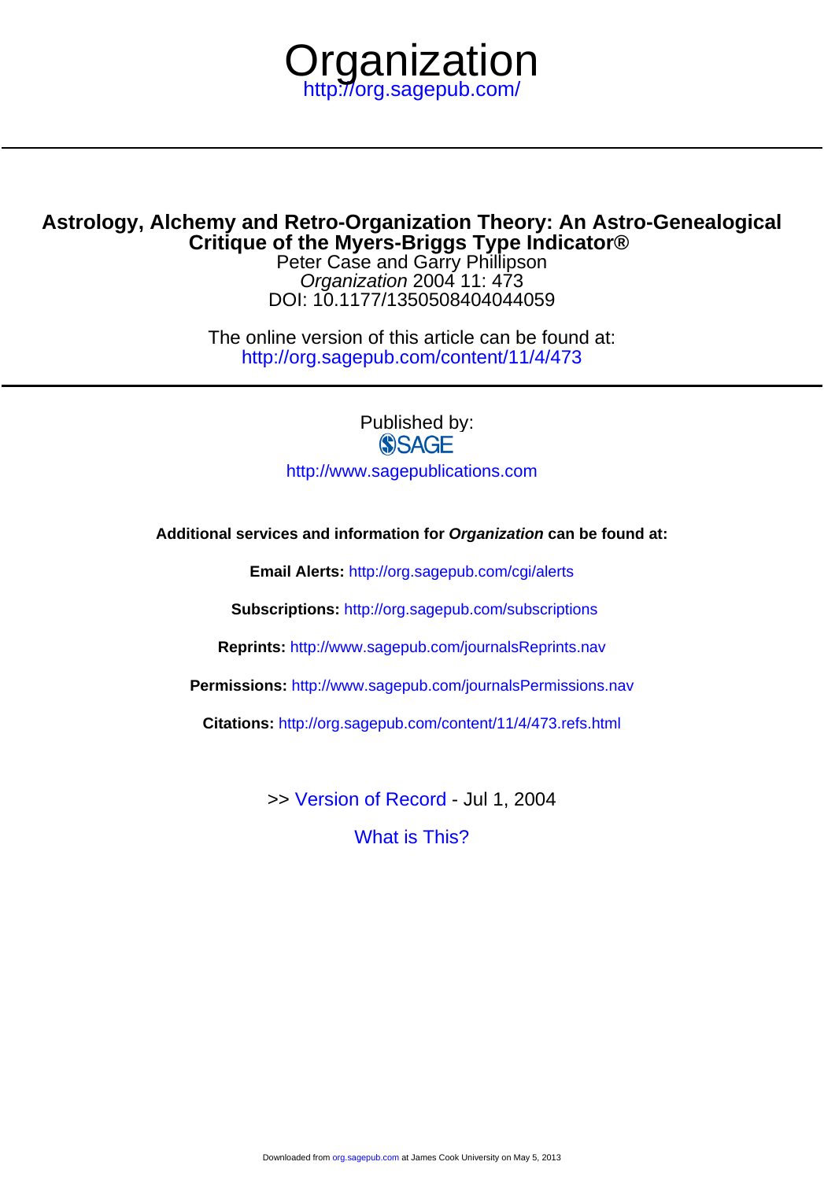# Organization

http://org.sagepub.com/

## Astrology, Alchemy and Retro-Organization Theory: An Astro-Genealogical Critique of the Myers-Briggs Type Indicator®

Peter Case and Garry Phillipson

*Organization* 2004 11: 473

DOI: 10.1177/1350508404044059

The online version of this article can be found at:

http://org.sagepub.com/content/11/4/473

Published by:

SAGE

http://www.sagepublications.com

**Additional services and information for *Organization* can be found at:**

**Email Alerts:** http://org.sagepub.com/cgi/alerts

**Subscriptions:** http://org.sagepub.com/subscriptions

**Reprints:** http://www.sagepub.com/journalsReprints.nav

**Permissions:** http://www.sagepub.com/journalsPermissions.nav

**Citations:** http://org.sagepub.com/content/11/4/473.refs.html

>> Version of Record - Jul 1, 2004

What is This?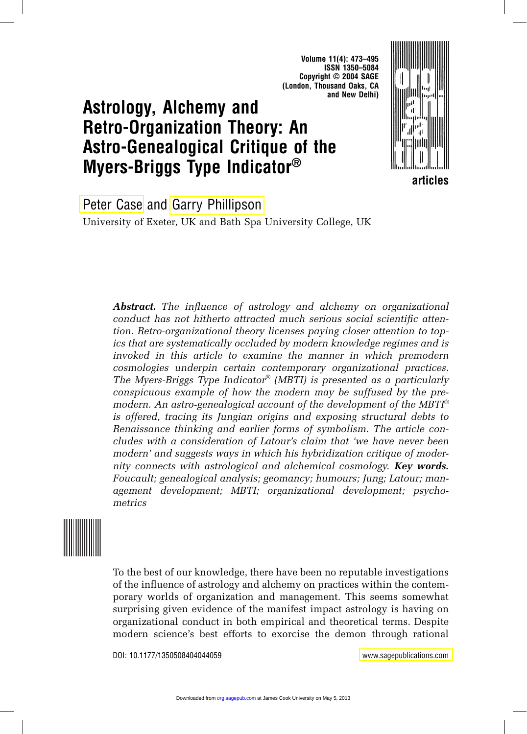# Astrology, Alchemy and Retro-Organization Theory: An Astro-Genealogical Critique of the Myers-Briggs Type Indicator®

Peter Case and Garry Phillipson

University of Exeter, UK and Bath Spa University College, UK

***Abstract.*** *The influence of astrology and alchemy on organizational conduct has not hitherto attracted much serious social scientific attention. Retro-organizational theory licenses paying closer attention to topics that are systematically occluded by modern knowledge regimes and is invoked in this article to examine the manner in which premodern cosmologies underpin certain contemporary organizational practices. The Myers-Briggs Type Indicator® (MBTI) is presented as a particularly conspicuous example of how the modern may be suffused by the premodern. An astro-genealogical account of the development of the MBTI® is offered, tracing its Jungian origins and exposing structural debts to Renaissance thinking and earlier forms of symbolism. The article concludes with a consideration of Latour's claim that 'we have never been modern' and suggests ways in which his hybridization critique of modernity connects with astrological and alchemical cosmology.* ***Key words.*** *Foucault; genealogical analysis; geomancy; humours; Jung; Latour; management development; MBTI; organizational development; psychometrics*

To the best of our knowledge, there have been no reputable investigations of the influence of astrology and alchemy on practices within the contemporary worlds of organization and management. This seems somewhat surprising given evidence of the manifest impact astrology is having on organizational conduct in both empirical and theoretical terms. Despite modern science's best efforts to exorcise the demon through rational

DOI: 10.1177/1350508404044059

www.sagepublications.com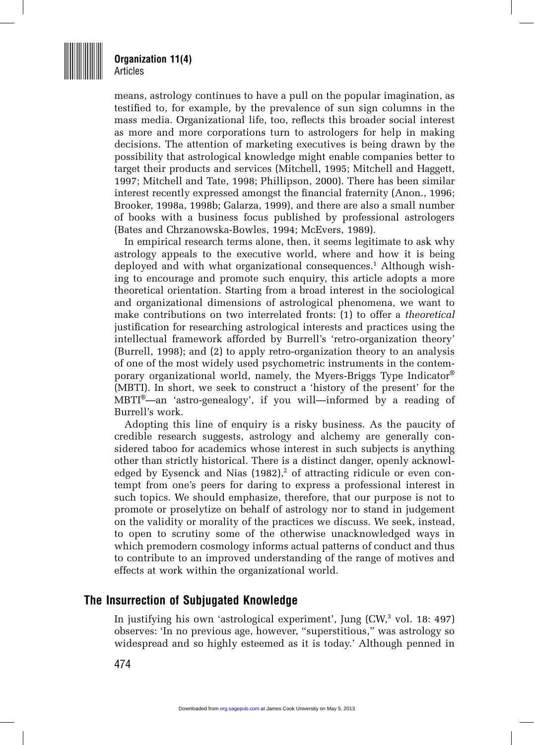means, astrology continues to have a pull on the popular imagination, as testified to, for example, by the prevalence of sun sign columns in the mass media. Organizational life, too, reflects this broader social interest as more and more corporations turn to astrologers for help in making decisions. The attention of marketing executives is being drawn by the possibility that astrological knowledge might enable companies better to target their products and services (Mitchell, 1995; Mitchell and Haggett, 1997; Mitchell and Tate, 1998; Phillipson, 2000). There has been similar interest recently expressed amongst the financial fraternity (Anon., 1996; Brooker, 1998a, 1998b; Galarza, 1999), and there are also a small number of books with a business focus published by professional astrologers (Bates and Chrzanowska-Bowles, 1994; McEvers, 1989).

In empirical research terms alone, then, it seems legitimate to ask why astrology appeals to the executive world, where and how it is being deployed and with what organizational consequences.[1] Although wishing to encourage and promote such enquiry, this article adopts a more theoretical orientation. Starting from a broad interest in the sociological and organizational dimensions of astrological phenomena, we want to make contributions on two interrelated fronts: (1) to offer a *theoretical* justification for researching astrological interests and practices using the intellectual framework afforded by Burrell's 'retro-organization theory' (Burrell, 1998); and (2) to apply retro-organization theory to an analysis of one of the most widely used psychometric instruments in the contemporary organizational world, namely, the Myers-Briggs Type Indicator® (MBTI). In short, we seek to construct a 'history of the present' for the MBTI®—an 'astro-genealogy', if you will—informed by a reading of Burrell's work.

Adopting this line of enquiry is a risky business. As the paucity of credible research suggests, astrology and alchemy are generally considered taboo for academics whose interest in such subjects is anything other than strictly historical. There is a distinct danger, openly acknowledged by Eysenck and Nias (1982),[2] of attracting ridicule or even contempt from one's peers for daring to express a professional interest in such topics. We should emphasize, therefore, that our purpose is not to promote or proselytize on behalf of astrology nor to stand in judgement on the validity or morality of the practices we discuss. We seek, instead, to open to scrutiny some of the otherwise unacknowledged ways in which premodern cosmology informs actual patterns of conduct and thus to contribute to an improved understanding of the range of motives and effects at work within the organizational world.

## The Insurrection of Subjugated Knowledge

In justifying his own 'astrological experiment', Jung (CW,[3] vol. 18: 497) observes: 'In no previous age, however, "superstitious," was astrology so widespread and so highly esteemed as it is today.' Although penned in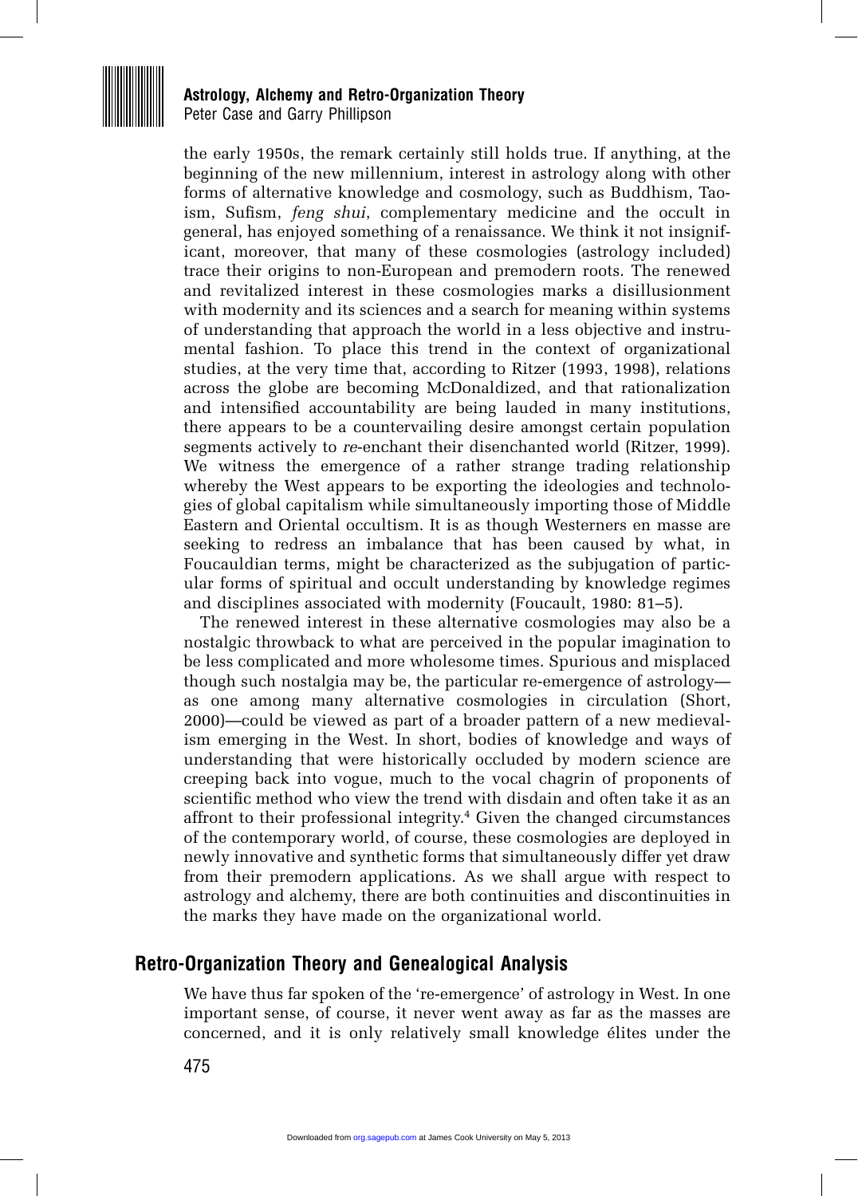the early 1950s, the remark certainly still holds true. If anything, at the beginning of the new millennium, interest in astrology along with other forms of alternative knowledge and cosmology, such as Buddhism, Taoism, Sufism, *feng shui*, complementary medicine and the occult in general, has enjoyed something of a renaissance. We think it not insignificant, moreover, that many of these cosmologies (astrology included) trace their origins to non-European and premodern roots. The renewed and revitalized interest in these cosmologies marks a disillusionment with modernity and its sciences and a search for meaning within systems of understanding that approach the world in a less objective and instrumental fashion. To place this trend in the context of organizational studies, at the very time that, according to Ritzer (1993, 1998), relations across the globe are becoming McDonaldized, and that rationalization and intensified accountability are being lauded in many institutions, there appears to be a countervailing desire amongst certain population segments actively to *re*-enchant their disenchanted world (Ritzer, 1999). We witness the emergence of a rather strange trading relationship whereby the West appears to be exporting the ideologies and technologies of global capitalism while simultaneously importing those of Middle Eastern and Oriental occultism. It is as though Westerners en masse are seeking to redress an imbalance that has been caused by what, in Foucauldian terms, might be characterized as the subjugation of particular forms of spiritual and occult understanding by knowledge regimes and disciplines associated with modernity (Foucault, 1980: 81–5).

The renewed interest in these alternative cosmologies may also be a nostalgic throwback to what are perceived in the popular imagination to be less complicated and more wholesome times. Spurious and misplaced though such nostalgia may be, the particular re-emergence of astrology—as one among many alternative cosmologies in circulation (Short, 2000)—could be viewed as part of a broader pattern of a new medievalism emerging in the West. In short, bodies of knowledge and ways of understanding that were historically occluded by modern science are creeping back into vogue, much to the vocal chagrin of proponents of scientific method who view the trend with disdain and often take it as an affront to their professional integrity.[4] Given the changed circumstances of the contemporary world, of course, these cosmologies are deployed in newly innovative and synthetic forms that simultaneously differ yet draw from their premodern applications. As we shall argue with respect to astrology and alchemy, there are both continuities and discontinuities in the marks they have made on the organizational world.

## Retro-Organization Theory and Genealogical Analysis

We have thus far spoken of the 're-emergence' of astrology in West. In one important sense, of course, it never went away as far as the masses are concerned, and it is only relatively small knowledge élites under the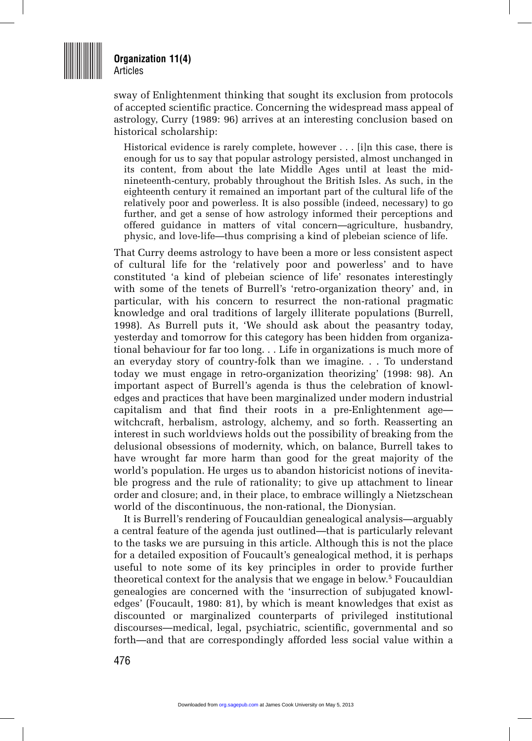sway of Enlightenment thinking that sought its exclusion from protocols of accepted scientific practice. Concerning the widespread mass appeal of astrology, Curry (1989: 96) arrives at an interesting conclusion based on historical scholarship:

> Historical evidence is rarely complete, however . . . [i]n this case, there is enough for us to say that popular astrology persisted, almost unchanged in its content, from about the late Middle Ages until at least the mid-nineteenth-century, probably throughout the British Isles. As such, in the eighteenth century it remained an important part of the cultural life of the relatively poor and powerless. It is also possible (indeed, necessary) to go further, and get a sense of how astrology informed their perceptions and offered guidance in matters of vital concern—agriculture, husbandry, physic, and love-life—thus comprising a kind of plebeian science of life.

That Curry deems astrology to have been a more or less consistent aspect of cultural life for the 'relatively poor and powerless' and to have constituted 'a kind of plebeian science of life' resonates interestingly with some of the tenets of Burrell's 'retro-organization theory' and, in particular, with his concern to resurrect the non-rational pragmatic knowledge and oral traditions of largely illiterate populations (Burrell, 1998). As Burrell puts it, 'We should ask about the peasantry today, yesterday and tomorrow for this category has been hidden from organizational behaviour for far too long. . . Life in organizations is much more of an everyday story of country-folk than we imagine. . . To understand today we must engage in retro-organization theorizing' (1998: 98). An important aspect of Burrell's agenda is thus the celebration of knowledges and practices that have been marginalized under modern industrial capitalism and that find their roots in a pre-Enlightenment age—witchcraft, herbalism, astrology, alchemy, and so forth. Reasserting an interest in such worldviews holds out the possibility of breaking from the delusional obsessions of modernity, which, on balance, Burrell takes to have wrought far more harm than good for the great majority of the world's population. He urges us to abandon historicist notions of inevitable progress and the rule of rationality; to give up attachment to linear order and closure; and, in their place, to embrace willingly a Nietzschean world of the discontinuous, the non-rational, the Dionysian.

It is Burrell's rendering of Foucauldian genealogical analysis—arguably a central feature of the agenda just outlined—that is particularly relevant to the tasks we are pursuing in this article. Although this is not the place for a detailed exposition of Foucault's genealogical method, it is perhaps useful to note some of its key principles in order to provide further theoretical context for the analysis that we engage in below.[5] Foucauldian genealogies are concerned with the 'insurrection of subjugated knowledges' (Foucault, 1980: 81), by which is meant knowledges that exist as discounted or marginalized counterparts of privileged institutional discourses—medical, legal, psychiatric, scientific, governmental and so forth—and that are correspondingly afforded less social value within a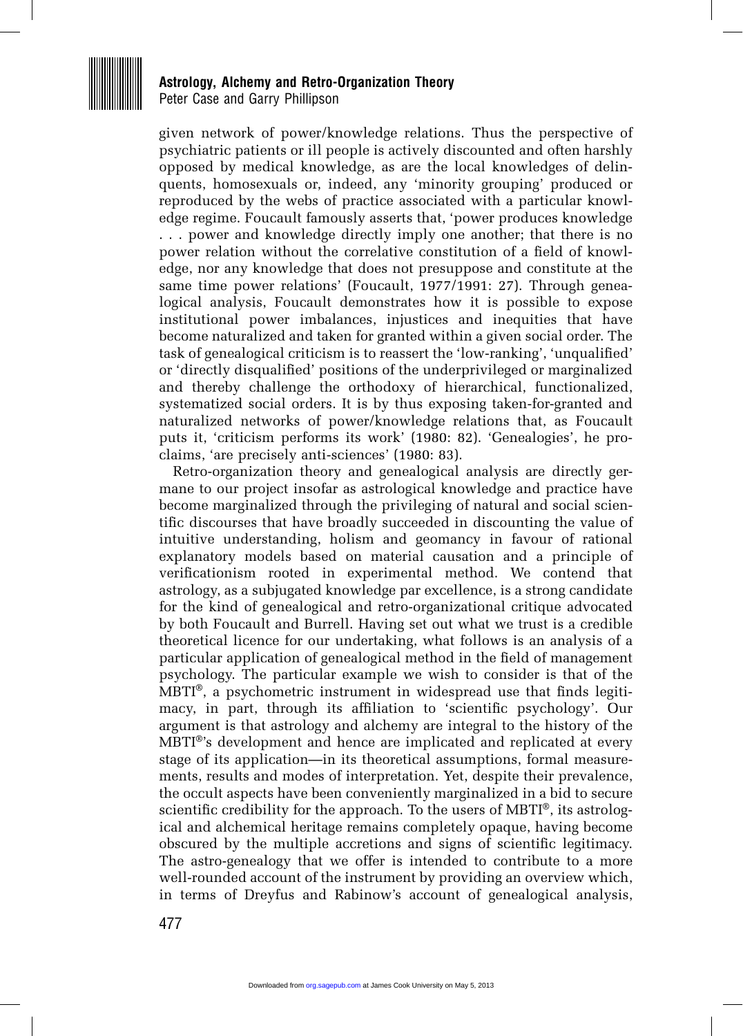given network of power/knowledge relations. Thus the perspective of psychiatric patients or ill people is actively discounted and often harshly opposed by medical knowledge, as are the local knowledges of delinquents, homosexuals or, indeed, any 'minority grouping' produced or reproduced by the webs of practice associated with a particular knowledge regime. Foucault famously asserts that, 'power produces knowledge . . . power and knowledge directly imply one another; that there is no power relation without the correlative constitution of a field of knowledge, nor any knowledge that does not presuppose and constitute at the same time power relations' (Foucault, 1977/1991: 27). Through genealogical analysis, Foucault demonstrates how it is possible to expose institutional power imbalances, injustices and inequities that have become naturalized and taken for granted within a given social order. The task of genealogical criticism is to reassert the 'low-ranking', 'unqualified' or 'directly disqualified' positions of the underprivileged or marginalized and thereby challenge the orthodoxy of hierarchical, functionalized, systematized social orders. It is by thus exposing taken-for-granted and naturalized networks of power/knowledge relations that, as Foucault puts it, 'criticism performs its work' (1980: 82). 'Genealogies', he proclaims, 'are precisely anti-sciences' (1980: 83).

Retro-organization theory and genealogical analysis are directly germane to our project insofar as astrological knowledge and practice have become marginalized through the privileging of natural and social scientific discourses that have broadly succeeded in discounting the value of intuitive understanding, holism and geomancy in favour of rational explanatory models based on material causation and a principle of verificationism rooted in experimental method. We contend that astrology, as a subjugated knowledge par excellence, is a strong candidate for the kind of genealogical and retro-organizational critique advocated by both Foucault and Burrell. Having set out what we trust is a credible theoretical licence for our undertaking, what follows is an analysis of a particular application of genealogical method in the field of management psychology. The particular example we wish to consider is that of the MBTI®, a psychometric instrument in widespread use that finds legitimacy, in part, through its affiliation to 'scientific psychology'. Our argument is that astrology and alchemy are integral to the history of the MBTI®'s development and hence are implicated and replicated at every stage of its application—in its theoretical assumptions, formal measurements, results and modes of interpretation. Yet, despite their prevalence, the occult aspects have been conveniently marginalized in a bid to secure scientific credibility for the approach. To the users of MBTI®, its astrological and alchemical heritage remains completely opaque, having become obscured by the multiple accretions and signs of scientific legitimacy. The astro-genealogy that we offer is intended to contribute to a more well-rounded account of the instrument by providing an overview which, in terms of Dreyfus and Rabinow's account of genealogical analysis,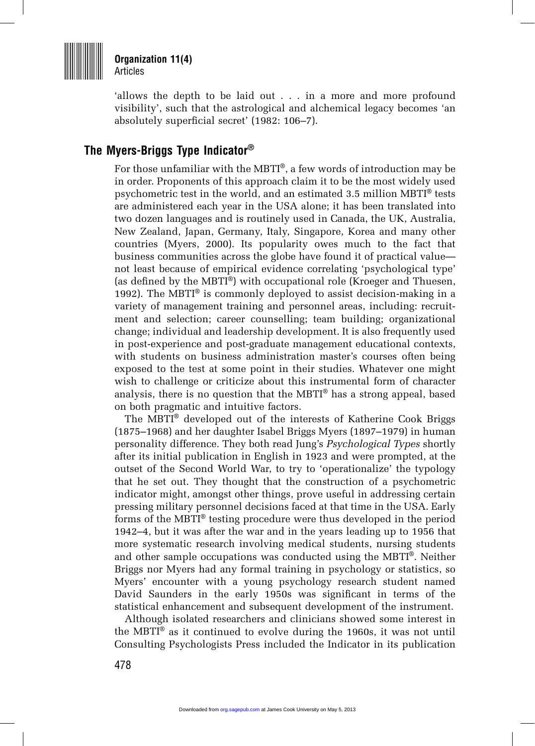'allows the depth to be laid out . . . in a more and more profound visibility', such that the astrological and alchemical legacy becomes 'an absolutely superficial secret' (1982: 106–7).

## The Myers-Briggs Type Indicator®

For those unfamiliar with the MBTI®, a few words of introduction may be in order. Proponents of this approach claim it to be the most widely used psychometric test in the world, and an estimated 3.5 million MBTI® tests are administered each year in the USA alone; it has been translated into two dozen languages and is routinely used in Canada, the UK, Australia, New Zealand, Japan, Germany, Italy, Singapore, Korea and many other countries (Myers, 2000). Its popularity owes much to the fact that business communities across the globe have found it of practical value—not least because of empirical evidence correlating 'psychological type' (as defined by the MBTI®) with occupational role (Kroeger and Thuesen, 1992). The MBTI® is commonly deployed to assist decision-making in a variety of management training and personnel areas, including: recruitment and selection; career counselling; team building; organizational change; individual and leadership development. It is also frequently used in post-experience and post-graduate management educational contexts, with students on business administration master's courses often being exposed to the test at some point in their studies. Whatever one might wish to challenge or criticize about this instrumental form of character analysis, there is no question that the MBTI® has a strong appeal, based on both pragmatic and intuitive factors.

The MBTI® developed out of the interests of Katherine Cook Briggs (1875–1968) and her daughter Isabel Briggs Myers (1897–1979) in human personality difference. They both read Jung's *Psychological Types* shortly after its initial publication in English in 1923 and were prompted, at the outset of the Second World War, to try to 'operationalize' the typology that he set out. They thought that the construction of a psychometric indicator might, amongst other things, prove useful in addressing certain pressing military personnel decisions faced at that time in the USA. Early forms of the MBTI® testing procedure were thus developed in the period 1942–4, but it was after the war and in the years leading up to 1956 that more systematic research involving medical students, nursing students and other sample occupations was conducted using the MBTI®. Neither Briggs nor Myers had any formal training in psychology or statistics, so Myers' encounter with a young psychology research student named David Saunders in the early 1950s was significant in terms of the statistical enhancement and subsequent development of the instrument.

Although isolated researchers and clinicians showed some interest in the MBTI® as it continued to evolve during the 1960s, it was not until Consulting Psychologists Press included the Indicator in its publication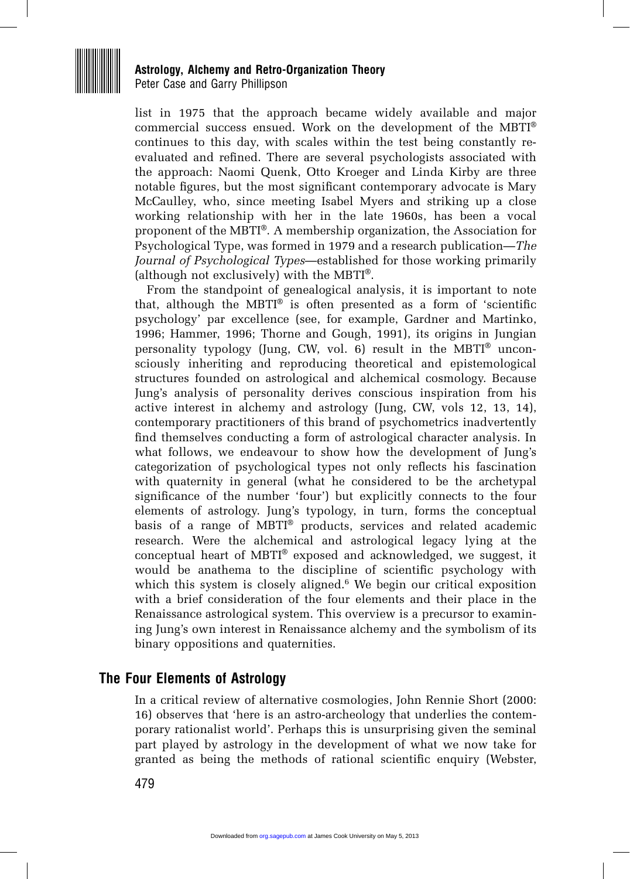list in 1975 that the approach became widely available and major commercial success ensued. Work on the development of the MBTI® continues to this day, with scales within the test being constantly re-evaluated and refined. There are several psychologists associated with the approach: Naomi Quenk, Otto Kroeger and Linda Kirby are three notable figures, but the most significant contemporary advocate is Mary McCaulley, who, since meeting Isabel Myers and striking up a close working relationship with her in the late 1960s, has been a vocal proponent of the MBTI®. A membership organization, the Association for Psychological Type, was formed in 1979 and a research publication—*The Journal of Psychological Types*—established for those working primarily (although not exclusively) with the MBTI®.

From the standpoint of genealogical analysis, it is important to note that, although the MBTI® is often presented as a form of 'scientific psychology' par excellence (see, for example, Gardner and Martinko, 1996; Hammer, 1996; Thorne and Gough, 1991), its origins in Jungian personality typology (Jung, CW, vol. 6) result in the MBTI® unconsciously inheriting and reproducing theoretical and epistemological structures founded on astrological and alchemical cosmology. Because Jung's analysis of personality derives conscious inspiration from his active interest in alchemy and astrology (Jung, CW, vols 12, 13, 14), contemporary practitioners of this brand of psychometrics inadvertently find themselves conducting a form of astrological character analysis. In what follows, we endeavour to show how the development of Jung's categorization of psychological types not only reflects his fascination with quaternity in general (what he considered to be the archetypal significance of the number 'four') but explicitly connects to the four elements of astrology. Jung's typology, in turn, forms the conceptual basis of a range of MBTI® products, services and related academic research. Were the alchemical and astrological legacy lying at the conceptual heart of MBTI® exposed and acknowledged, we suggest, it would be anathema to the discipline of scientific psychology with which this system is closely aligned.[6] We begin our critical exposition with a brief consideration of the four elements and their place in the Renaissance astrological system. This overview is a precursor to examining Jung's own interest in Renaissance alchemy and the symbolism of its binary oppositions and quaternities.

## The Four Elements of Astrology

In a critical review of alternative cosmologies, John Rennie Short (2000: 16) observes that 'here is an astro-archeology that underlies the contemporary rationalist world'. Perhaps this is unsurprising given the seminal part played by astrology in the development of what we now take for granted as being the methods of rational scientific enquiry (Webster,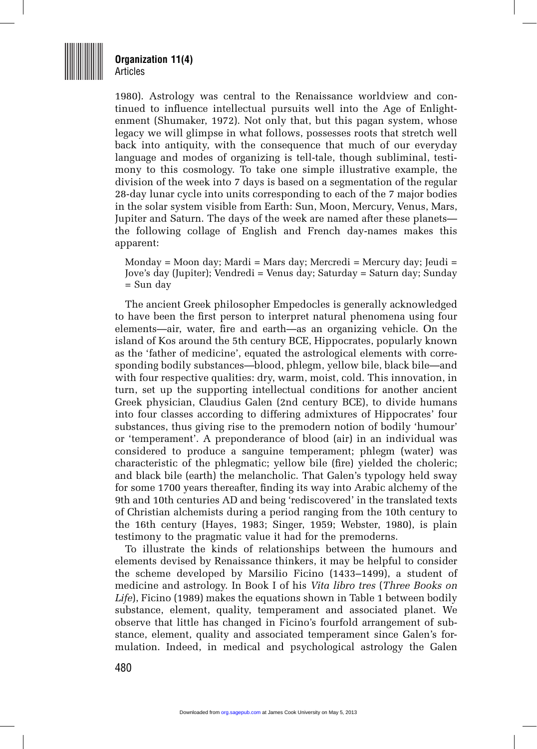1980). Astrology was central to the Renaissance worldview and continued to influence intellectual pursuits well into the Age of Enlightenment (Shumaker, 1972). Not only that, but this pagan system, whose legacy we will glimpse in what follows, possesses roots that stretch well back into antiquity, with the consequence that much of our everyday language and modes of organizing is tell-tale, though subliminal, testimony to this cosmology. To take one simple illustrative example, the division of the week into 7 days is based on a segmentation of the regular 28-day lunar cycle into units corresponding to each of the 7 major bodies in the solar system visible from Earth: Sun, Moon, Mercury, Venus, Mars, Jupiter and Saturn. The days of the week are named after these planets—the following collage of English and French day-names makes this apparent:

> Monday = Moon day; Mardi = Mars day; Mercredi = Mercury day; Jeudi = Jove's day (Jupiter); Vendredi = Venus day; Saturday = Saturn day; Sunday = Sun day

The ancient Greek philosopher Empedocles is generally acknowledged to have been the first person to interpret natural phenomena using four elements—air, water, fire and earth—as an organizing vehicle. On the island of Kos around the 5th century BCE, Hippocrates, popularly known as the 'father of medicine', equated the astrological elements with corresponding bodily substances—blood, phlegm, yellow bile, black bile—and with four respective qualities: dry, warm, moist, cold. This innovation, in turn, set up the supporting intellectual conditions for another ancient Greek physician, Claudius Galen (2nd century BCE), to divide humans into four classes according to differing admixtures of Hippocrates' four substances, thus giving rise to the premodern notion of bodily 'humour' or 'temperament'. A preponderance of blood (air) in an individual was considered to produce a sanguine temperament; phlegm (water) was characteristic of the phlegmatic; yellow bile (fire) yielded the choleric; and black bile (earth) the melancholic. That Galen's typology held sway for some 1700 years thereafter, finding its way into Arabic alchemy of the 9th and 10th centuries AD and being 'rediscovered' in the translated texts of Christian alchemists during a period ranging from the 10th century to the 16th century (Hayes, 1983; Singer, 1959; Webster, 1980), is plain testimony to the pragmatic value it had for the premoderns.

To illustrate the kinds of relationships between the humours and elements devised by Renaissance thinkers, it may be helpful to consider the scheme developed by Marsilio Ficino (1433–1499), a student of medicine and astrology. In Book I of his *Vita libro tres* (*Three Books on Life*), Ficino (1989) makes the equations shown in Table 1 between bodily substance, element, quality, temperament and associated planet. We observe that little has changed in Ficino's fourfold arrangement of substance, element, quality and associated temperament since Galen's formulation. Indeed, in medical and psychological astrology the Galen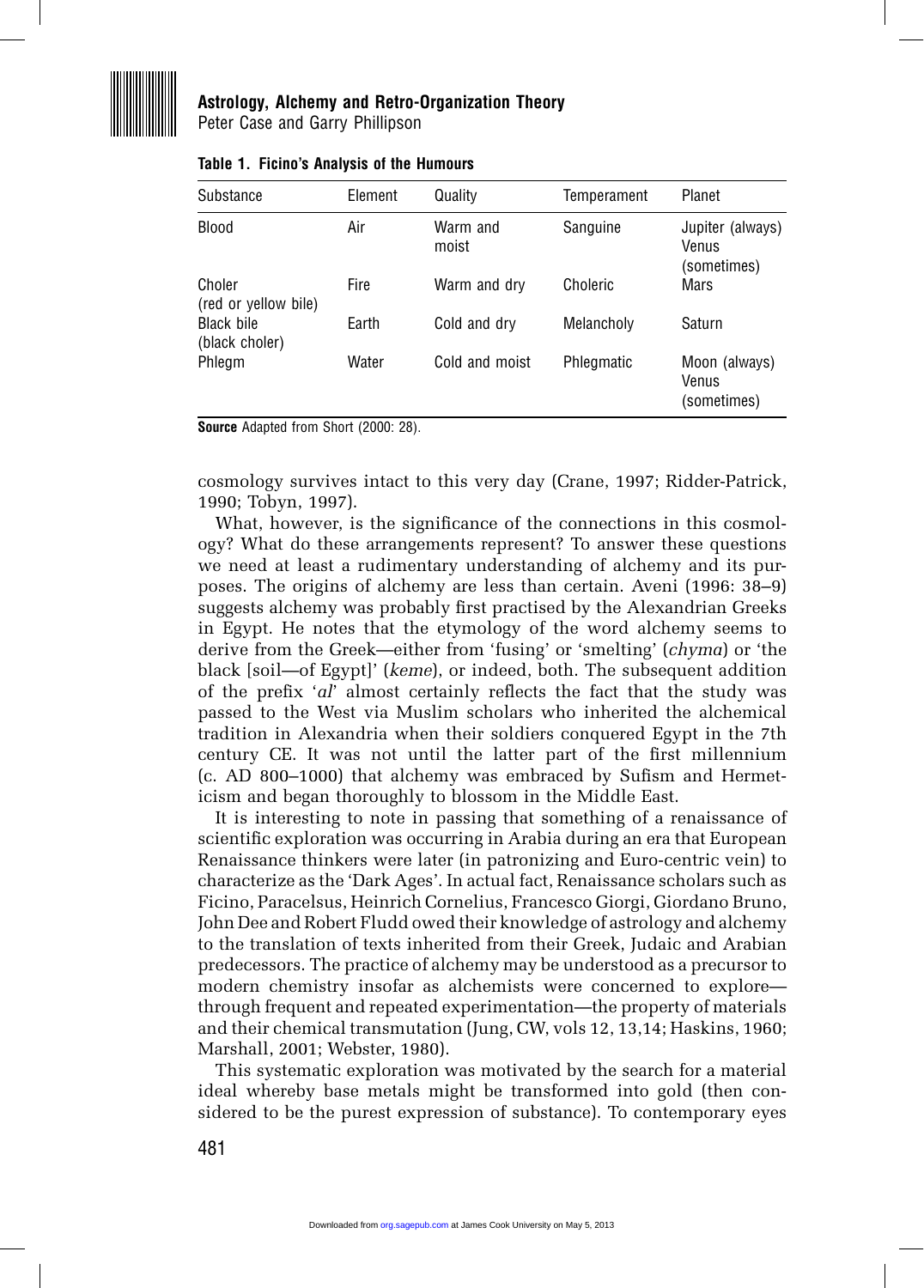**Table 1. Ficino's Analysis of the Humours**

| Substance | Element | Quality | Temperament | Planet |
|---|---|---|---|---|
| Blood | Air | Warm and moist | Sanguine | Jupiter (always) Venus (sometimes) |
| Choler (red or yellow bile) | Fire | Warm and dry | Choleric | Mars |
| Black bile (black choler) | Earth | Cold and dry | Melancholy | Saturn |
| Phlegm | Water | Cold and moist | Phlegmatic | Moon (always) Venus (sometimes) |

**Source** Adapted from Short (2000: 28).

cosmology survives intact to this very day (Crane, 1997; Ridder-Patrick, 1990; Tobyn, 1997).

What, however, is the significance of the connections in this cosmology? What do these arrangements represent? To answer these questions we need at least a rudimentary understanding of alchemy and its purposes. The origins of alchemy are less than certain. Aveni (1996: 38–9) suggests alchemy was probably first practised by the Alexandrian Greeks in Egypt. He notes that the etymology of the word alchemy seems to derive from the Greek—either from 'fusing' or 'smelting' (*chyma*) or 'the black [soil—of Egypt]' (*keme*), or indeed, both. The subsequent addition of the prefix '*al*' almost certainly reflects the fact that the study was passed to the West via Muslim scholars who inherited the alchemical tradition in Alexandria when their soldiers conquered Egypt in the 7th century CE. It was not until the latter part of the first millennium (c. AD 800–1000) that alchemy was embraced by Sufism and Hermeticism and began thoroughly to blossom in the Middle East.

It is interesting to note in passing that something of a renaissance of scientific exploration was occurring in Arabia during an era that European Renaissance thinkers were later (in patronizing and Euro-centric vein) to characterize as the 'Dark Ages'. In actual fact, Renaissance scholars such as Ficino, Paracelsus, Heinrich Cornelius, Francesco Giorgi, Giordano Bruno, John Dee and Robert Fludd owed their knowledge of astrology and alchemy to the translation of texts inherited from their Greek, Judaic and Arabian predecessors. The practice of alchemy may be understood as a precursor to modern chemistry insofar as alchemists were concerned to explore—through frequent and repeated experimentation—the property of materials and their chemical transmutation (Jung, CW, vols 12, 13,14; Haskins, 1960; Marshall, 2001; Webster, 1980).

This systematic exploration was motivated by the search for a material ideal whereby base metals might be transformed into gold (then considered to be the purest expression of substance). To contemporary eyes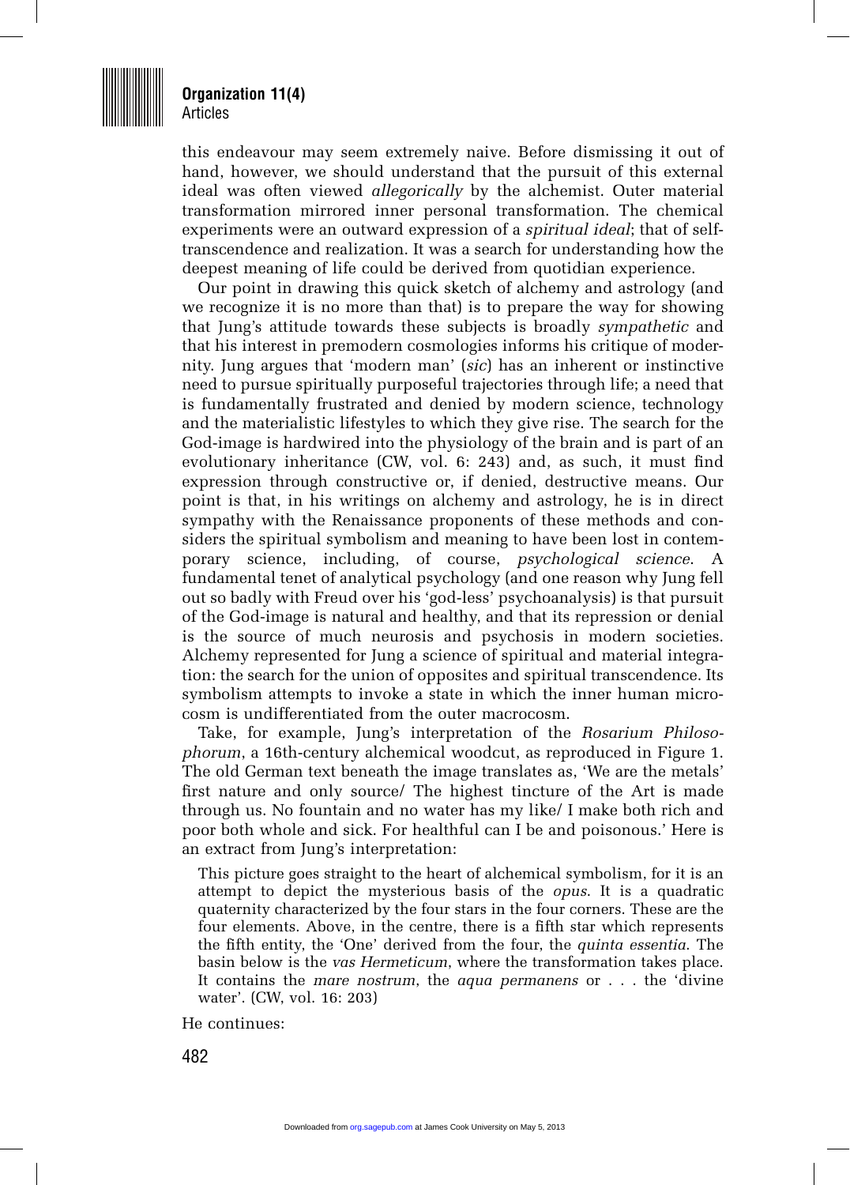this endeavour may seem extremely naive. Before dismissing it out of hand, however, we should understand that the pursuit of this external ideal was often viewed *allegorically* by the alchemist. Outer material transformation mirrored inner personal transformation. The chemical experiments were an outward expression of a *spiritual ideal*; that of self-transcendence and realization. It was a search for understanding how the deepest meaning of life could be derived from quotidian experience.

Our point in drawing this quick sketch of alchemy and astrology (and we recognize it is no more than that) is to prepare the way for showing that Jung's attitude towards these subjects is broadly *sympathetic* and that his interest in premodern cosmologies informs his critique of modernity. Jung argues that 'modern man' (*sic*) has an inherent or instinctive need to pursue spiritually purposeful trajectories through life; a need that is fundamentally frustrated and denied by modern science, technology and the materialistic lifestyles to which they give rise. The search for the God-image is hardwired into the physiology of the brain and is part of an evolutionary inheritance (CW, vol. 6: 243) and, as such, it must find expression through constructive or, if denied, destructive means. Our point is that, in his writings on alchemy and astrology, he is in direct sympathy with the Renaissance proponents of these methods and considers the spiritual symbolism and meaning to have been lost in contemporary science, including, of course, *psychological science*. A fundamental tenet of analytical psychology (and one reason why Jung fell out so badly with Freud over his 'god-less' psychoanalysis) is that pursuit of the God-image is natural and healthy, and that its repression or denial is the source of much neurosis and psychosis in modern societies. Alchemy represented for Jung a science of spiritual and material integration: the search for the union of opposites and spiritual transcendence. Its symbolism attempts to invoke a state in which the inner human microcosm is undifferentiated from the outer macrocosm.

Take, for example, Jung's interpretation of the *Rosarium Philosophorum*, a 16th-century alchemical woodcut, as reproduced in Figure 1. The old German text beneath the image translates as, 'We are the metals' first nature and only source/ The highest tincture of the Art is made through us. No fountain and no water has my like/ I make both rich and poor both whole and sick. For healthful can I be and poisonous.' Here is an extract from Jung's interpretation:

> This picture goes straight to the heart of alchemical symbolism, for it is an attempt to depict the mysterious basis of the *opus*. It is a quadratic quaternity characterized by the four stars in the four corners. These are the four elements. Above, in the centre, there is a fifth star which represents the fifth entity, the 'One' derived from the four, the *quinta essentia*. The basin below is the *vas Hermeticum*, where the transformation takes place. It contains the *mare nostrum*, the *aqua permanens* or . . . the 'divine water'. (CW, vol. 16: 203)

He continues: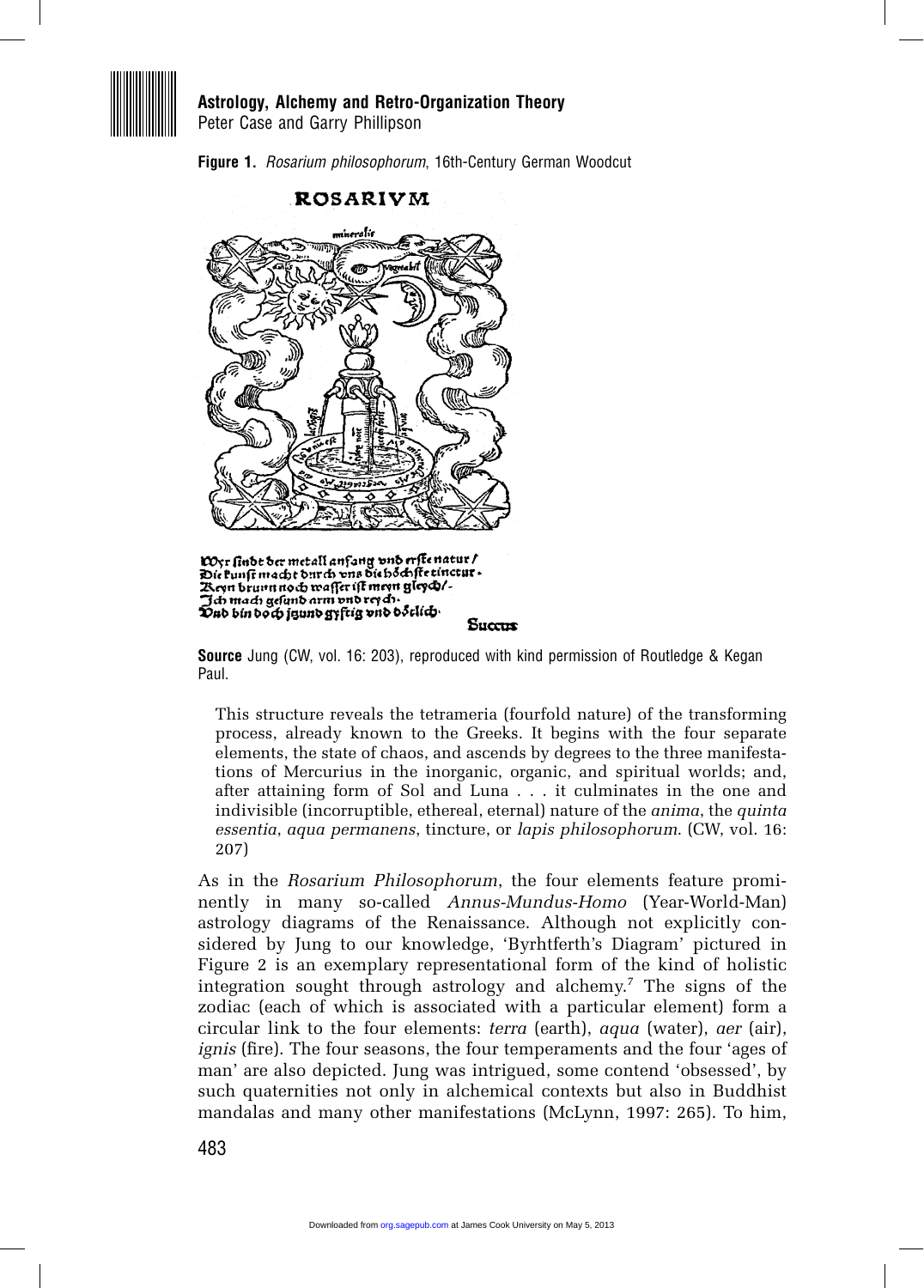**Figure 1.** *Rosarium philosophorum*, 16th-Century German Woodcut

**Source** Jung (CW, vol. 16: 203), reproduced with kind permission of Routledge & Kegan Paul.

> This structure reveals the tetrameria (fourfold nature) of the transforming process, already known to the Greeks. It begins with the four separate elements, the state of chaos, and ascends by degrees to the three manifestations of Mercurius in the inorganic, organic, and spiritual worlds; and, after attaining form of Sol and Luna . . . it culminates in the one and indivisible (incorruptible, ethereal, eternal) nature of the *anima*, the *quinta essentia*, *aqua permanens*, tincture, or *lapis philosophorum*. (CW, vol. 16: 207)

As in the *Rosarium Philosophorum*, the four elements feature prominently in many so-called *Annus-Mundus-Homo* (Year-World-Man) astrology diagrams of the Renaissance. Although not explicitly considered by Jung to our knowledge, 'Byrhtferth's Diagram' pictured in Figure 2 is an exemplary representational form of the kind of holistic integration sought through astrology and alchemy.[7] The signs of the zodiac (each of which is associated with a particular element) form a circular link to the four elements: *terra* (earth), *aqua* (water), *aer* (air), *ignis* (fire). The four seasons, the four temperaments and the four 'ages of man' are also depicted. Jung was intrigued, some contend 'obsessed', by such quaternities not only in alchemical contexts but also in Buddhist mandalas and many other manifestations (McLynn, 1997: 265). To him,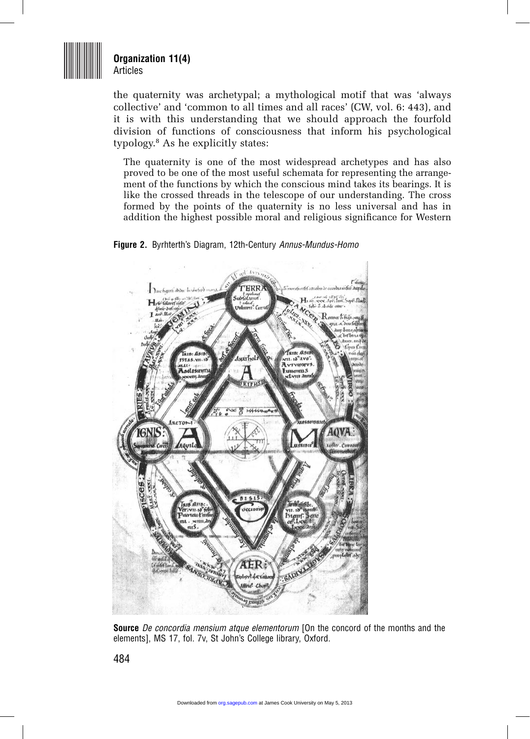the quaternity was archetypal; a mythological motif that was 'always collective' and 'common to all times and all races' (CW, vol. 6: 443), and it is with this understanding that we should approach the fourfold division of functions of consciousness that inform his psychological typology.[8] As he explicitly states:

> The quaternity is one of the most widespread archetypes and has also proved to be one of the most useful schemata for representing the arrangement of the functions by which the conscious mind takes its bearings. It is like the crossed threads in the telescope of our understanding. The cross formed by the points of the quaternity is no less universal and has in addition the highest possible moral and religious significance for Western

**Figure 2.** Byrhterth's Diagram, 12th-Century *Annus-Mundus-Homo*

**Source** *De concordia mensium atque elementorum* [On the concord of the months and the elements], MS 17, fol. 7v, St John's College library, Oxford.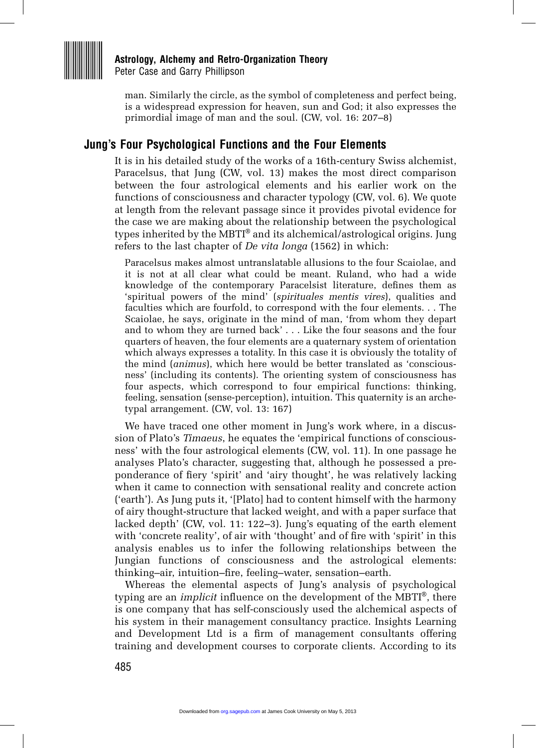man. Similarly the circle, as the symbol of completeness and perfect being, is a widespread expression for heaven, sun and God; it also expresses the primordial image of man and the soul. (CW, vol. 16: 207–8)

## Jung's Four Psychological Functions and the Four Elements

It is in his detailed study of the works of a 16th-century Swiss alchemist, Paracelsus, that Jung (CW, vol. 13) makes the most direct comparison between the four astrological elements and his earlier work on the functions of consciousness and character typology (CW, vol. 6). We quote at length from the relevant passage since it provides pivotal evidence for the case we are making about the relationship between the psychological types inherited by the MBTI® and its alchemical/astrological origins. Jung refers to the last chapter of *De vita longa* (1562) in which:

> Paracelsus makes almost untranslatable allusions to the four Scaiolae, and it is not at all clear what could be meant. Ruland, who had a wide knowledge of the contemporary Paracelsist literature, defines them as 'spiritual powers of the mind' (*spirituales mentis vires*), qualities and faculties which are fourfold, to correspond with the four elements. . . The Scaiolae, he says, originate in the mind of man, 'from whom they depart and to whom they are turned back' . . . Like the four seasons and the four quarters of heaven, the four elements are a quaternary system of orientation which always expresses a totality. In this case it is obviously the totality of the mind (*animus*), which here would be better translated as 'consciousness' (including its contents). The orienting system of consciousness has four aspects, which correspond to four empirical functions: thinking, feeling, sensation (sense-perception), intuition. This quaternity is an archetypal arrangement. (CW, vol. 13: 167)

We have traced one other moment in Jung's work where, in a discussion of Plato's *Timaeus*, he equates the 'empirical functions of consciousness' with the four astrological elements (CW, vol. 11). In one passage he analyses Plato's character, suggesting that, although he possessed a preponderance of fiery 'spirit' and 'airy thought', he was relatively lacking when it came to connection with sensational reality and concrete action ('earth'). As Jung puts it, '[Plato] had to content himself with the harmony of airy thought-structure that lacked weight, and with a paper surface that lacked depth' (CW, vol. 11: 122–3). Jung's equating of the earth element with 'concrete reality', of air with 'thought' and of fire with 'spirit' in this analysis enables us to infer the following relationships between the Jungian functions of consciousness and the astrological elements: thinking–air, intuition–fire, feeling–water, sensation–earth.

Whereas the elemental aspects of Jung's analysis of psychological typing are an *implicit* influence on the development of the MBTI®, there is one company that has self-consciously used the alchemical aspects of his system in their management consultancy practice. Insights Learning and Development Ltd is a firm of management consultants offering training and development courses to corporate clients. According to its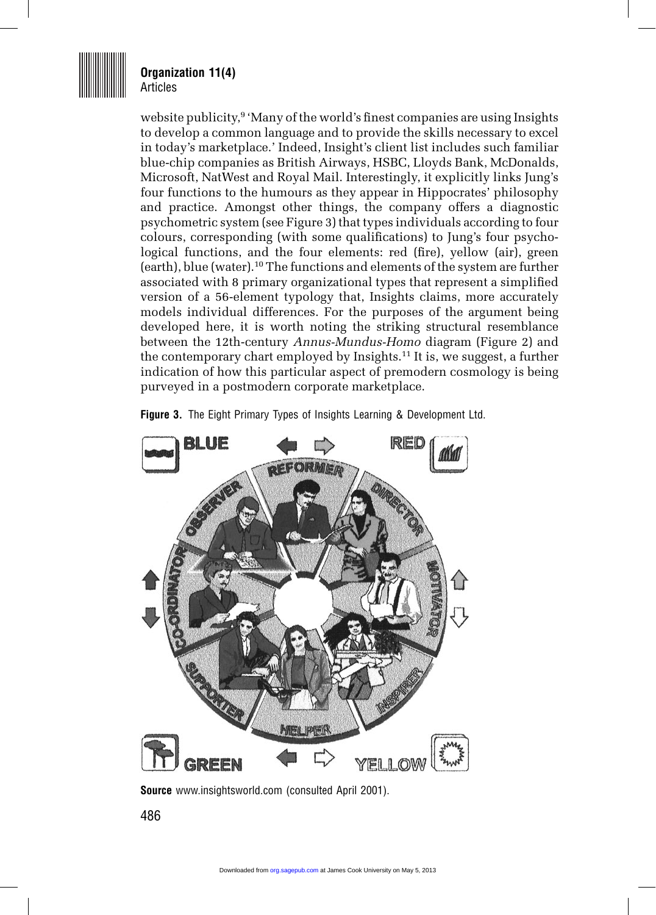website publicity,[9] 'Many of the world's finest companies are using Insights to develop a common language and to provide the skills necessary to excel in today's marketplace.' Indeed, Insight's client list includes such familiar blue-chip companies as British Airways, HSBC, Lloyds Bank, McDonalds, Microsoft, NatWest and Royal Mail. Interestingly, it explicitly links Jung's four functions to the humours as they appear in Hippocrates' philosophy and practice. Amongst other things, the company offers a diagnostic psychometric system (see Figure 3) that types individuals according to four colours, corresponding (with some qualifications) to Jung's four psychological functions, and the four elements: red (fire), yellow (air), green (earth), blue (water).[10] The functions and elements of the system are further associated with 8 primary organizational types that represent a simplified version of a 56-element typology that, Insights claims, more accurately models individual differences. For the purposes of the argument being developed here, it is worth noting the striking structural resemblance between the 12th-century *Annus-Mundus-Homo* diagram (Figure 2) and the contemporary chart employed by Insights.[11] It is, we suggest, a further indication of how this particular aspect of premodern cosmology is being purveyed in a postmodern corporate marketplace.

**Figure 3.** The Eight Primary Types of Insights Learning & Development Ltd.

BLUE, RED, GREEN, YELLOW — REFORMER, DIRECTOR, MOTIVATOR, INSPIRER, HELPER, SUPPORTER, CO-ORDINATOR, OBSERVER

**Source** www.insightsworld.com (consulted April 2001).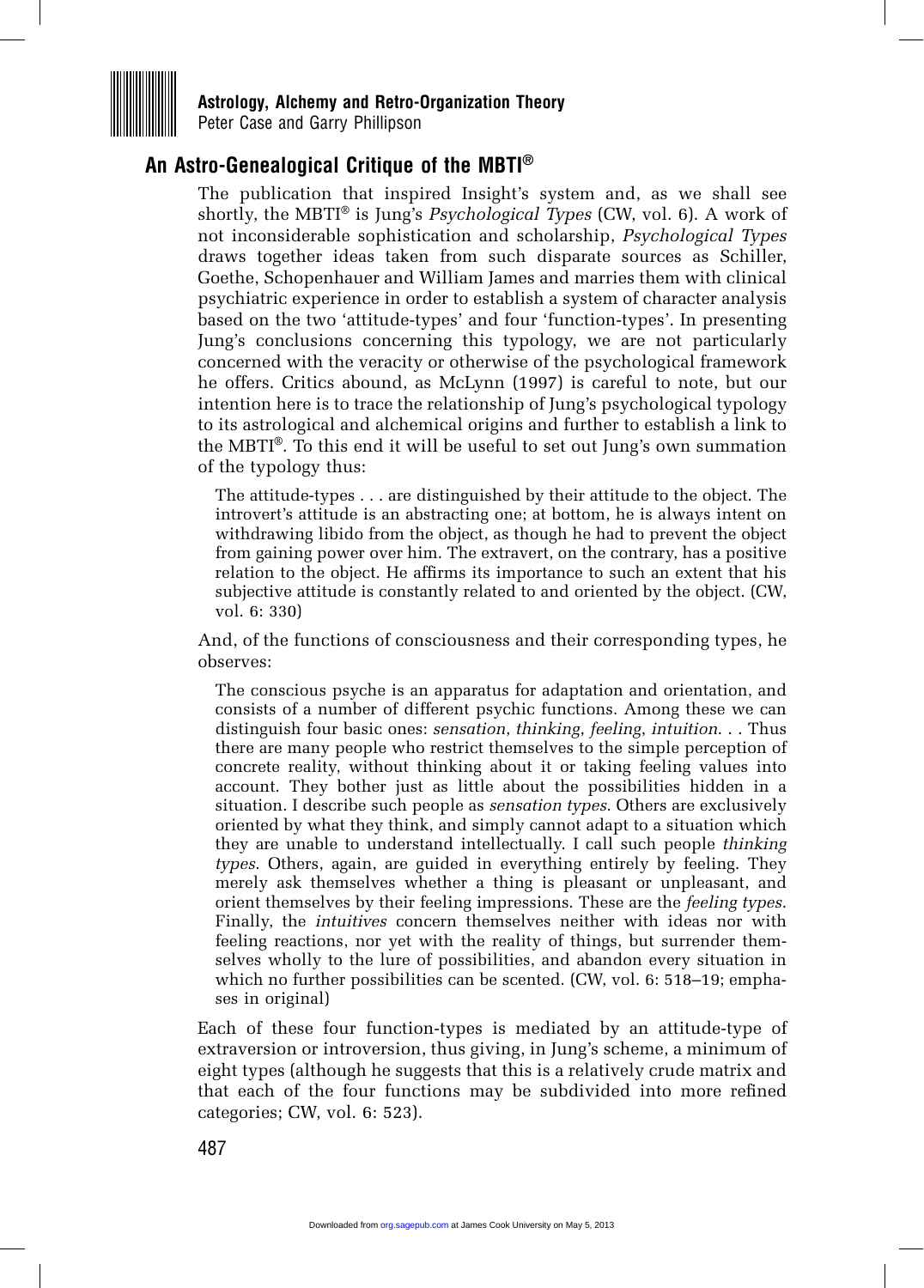## An Astro-Genealogical Critique of the MBTI®

The publication that inspired Insight's system and, as we shall see shortly, the MBTI® is Jung's *Psychological Types* (CW, vol. 6). A work of not inconsiderable sophistication and scholarship, *Psychological Types* draws together ideas taken from such disparate sources as Schiller, Goethe, Schopenhauer and William James and marries them with clinical psychiatric experience in order to establish a system of character analysis based on the two 'attitude-types' and four 'function-types'. In presenting Jung's conclusions concerning this typology, we are not particularly concerned with the veracity or otherwise of the psychological framework he offers. Critics abound, as McLynn (1997) is careful to note, but our intention here is to trace the relationship of Jung's psychological typology to its astrological and alchemical origins and further to establish a link to the MBTI®. To this end it will be useful to set out Jung's own summation of the typology thus:

> The attitude-types . . . are distinguished by their attitude to the object. The introvert's attitude is an abstracting one; at bottom, he is always intent on withdrawing libido from the object, as though he had to prevent the object from gaining power over him. The extravert, on the contrary, has a positive relation to the object. He affirms its importance to such an extent that his subjective attitude is constantly related to and oriented by the object. (CW, vol. 6: 330)

And, of the functions of consciousness and their corresponding types, he observes:

> The conscious psyche is an apparatus for adaptation and orientation, and consists of a number of different psychic functions. Among these we can distinguish four basic ones: *sensation*, *thinking*, *feeling*, *intuition*. . . Thus there are many people who restrict themselves to the simple perception of concrete reality, without thinking about it or taking feeling values into account. They bother just as little about the possibilities hidden in a situation. I describe such people as *sensation types*. Others are exclusively oriented by what they think, and simply cannot adapt to a situation which they are unable to understand intellectually. I call such people *thinking types*. Others, again, are guided in everything entirely by feeling. They merely ask themselves whether a thing is pleasant or unpleasant, and orient themselves by their feeling impressions. These are the *feeling types*. Finally, the *intuitives* concern themselves neither with ideas nor with feeling reactions, nor yet with the reality of things, but surrender themselves wholly to the lure of possibilities, and abandon every situation in which no further possibilities can be scented. (CW, vol. 6: 518–19; emphases in original)

Each of these four function-types is mediated by an attitude-type of extraversion or introversion, thus giving, in Jung's scheme, a minimum of eight types (although he suggests that this is a relatively crude matrix and that each of the four functions may be subdivided into more refined categories; CW, vol. 6: 523).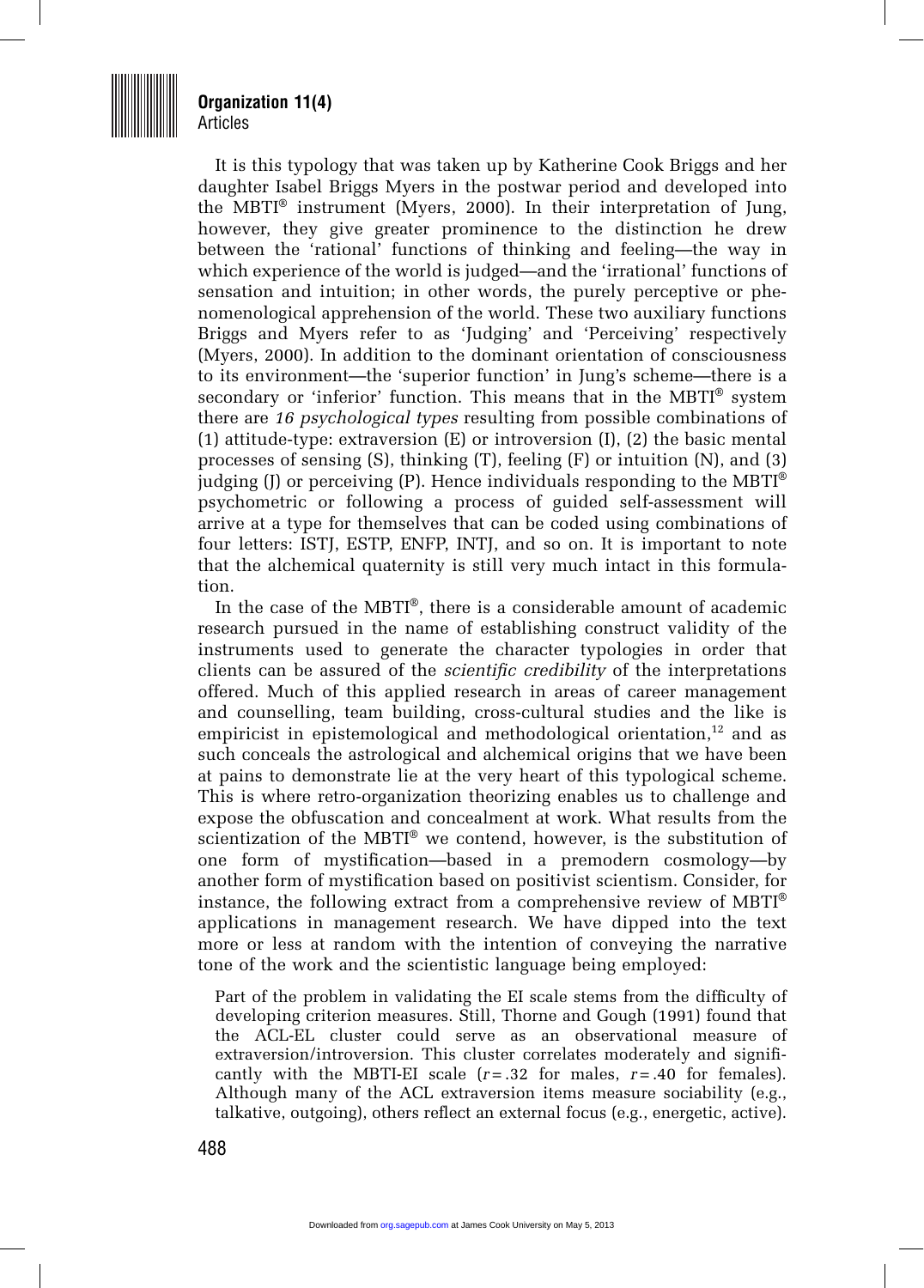It is this typology that was taken up by Katherine Cook Briggs and her daughter Isabel Briggs Myers in the postwar period and developed into the MBTI® instrument (Myers, 2000). In their interpretation of Jung, however, they give greater prominence to the distinction he drew between the 'rational' functions of thinking and feeling—the way in which experience of the world is judged—and the 'irrational' functions of sensation and intuition; in other words, the purely perceptive or phenomenological apprehension of the world. These two auxiliary functions Briggs and Myers refer to as 'Judging' and 'Perceiving' respectively (Myers, 2000). In addition to the dominant orientation of consciousness to its environment—the 'superior function' in Jung's scheme—there is a secondary or 'inferior' function. This means that in the MBTI® system there are *16 psychological types* resulting from possible combinations of (1) attitude-type: extraversion (E) or introversion (I), (2) the basic mental processes of sensing (S), thinking (T), feeling (F) or intuition (N), and (3) judging (J) or perceiving (P). Hence individuals responding to the MBTI® psychometric or following a process of guided self-assessment will arrive at a type for themselves that can be coded using combinations of four letters: ISTJ, ESTP, ENFP, INTJ, and so on. It is important to note that the alchemical quaternity is still very much intact in this formulation.

In the case of the MBTI®, there is a considerable amount of academic research pursued in the name of establishing construct validity of the instruments used to generate the character typologies in order that clients can be assured of the *scientific credibility* of the interpretations offered. Much of this applied research in areas of career management and counselling, team building, cross-cultural studies and the like is empiricist in epistemological and methodological orientation,[12] and as such conceals the astrological and alchemical origins that we have been at pains to demonstrate lie at the very heart of this typological scheme. This is where retro-organization theorizing enables us to challenge and expose the obfuscation and concealment at work. What results from the scientization of the MBTI® we contend, however, is the substitution of one form of mystification—based in a premodern cosmology—by another form of mystification based on positivist scientism. Consider, for instance, the following extract from a comprehensive review of MBTI® applications in management research. We have dipped into the text more or less at random with the intention of conveying the narrative tone of the work and the scientistic language being employed:

> Part of the problem in validating the EI scale stems from the difficulty of developing criterion measures. Still, Thorne and Gough (1991) found that the ACL-EL cluster could serve as an observational measure of extraversion/introversion. This cluster correlates moderately and significantly with the MBTI-EI scale ($r = .32$ for males, $r = .40$ for females). Although many of the ACL extraversion items measure sociability (e.g., talkative, outgoing), others reflect an external focus (e.g., energetic, active).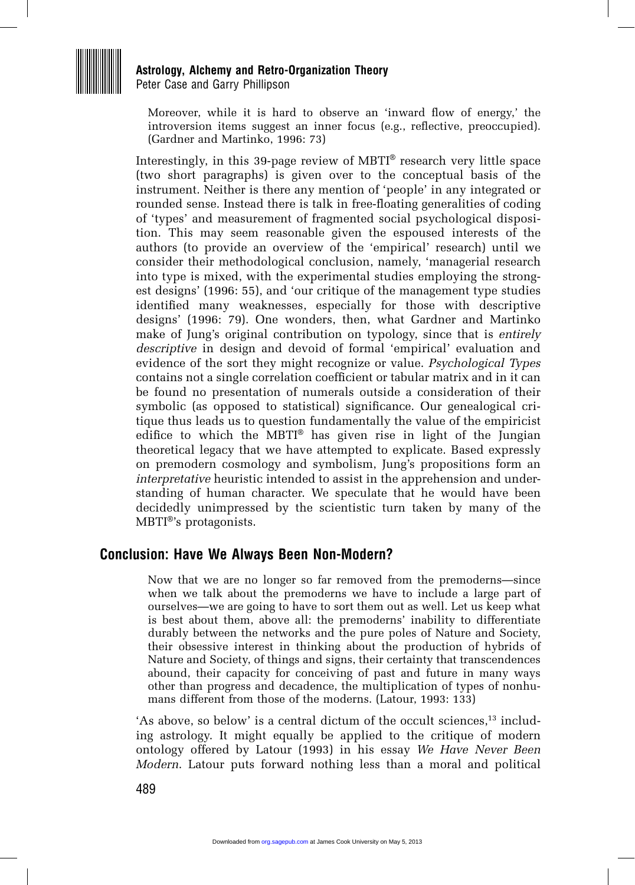> Moreover, while it is hard to observe an 'inward flow of energy,' the introversion items suggest an inner focus (e.g., reflective, preoccupied). (Gardner and Martinko, 1996: 73)

Interestingly, in this 39-page review of MBTI® research very little space (two short paragraphs) is given over to the conceptual basis of the instrument. Neither is there any mention of 'people' in any integrated or rounded sense. Instead there is talk in free-floating generalities of coding of 'types' and measurement of fragmented social psychological disposition. This may seem reasonable given the espoused interests of the authors (to provide an overview of the 'empirical' research) until we consider their methodological conclusion, namely, 'managerial research into type is mixed, with the experimental studies employing the strongest designs' (1996: 55), and 'our critique of the management type studies identified many weaknesses, especially for those with descriptive designs' (1996: 79). One wonders, then, what Gardner and Martinko make of Jung's original contribution on typology, since that is *entirely descriptive* in design and devoid of formal 'empirical' evaluation and evidence of the sort they might recognize or value. *Psychological Types* contains not a single correlation coefficient or tabular matrix and in it can be found no presentation of numerals outside a consideration of their symbolic (as opposed to statistical) significance. Our genealogical critique thus leads us to question fundamentally the value of the empiricist edifice to which the MBTI® has given rise in light of the Jungian theoretical legacy that we have attempted to explicate. Based expressly on premodern cosmology and symbolism, Jung's propositions form an *interpretative* heuristic intended to assist in the apprehension and understanding of human character. We speculate that he would have been decidedly unimpressed by the scientistic turn taken by many of the MBTI®'s protagonists.

## Conclusion: Have We Always Been Non-Modern?

> Now that we are no longer so far removed from the premoderns—since when we talk about the premoderns we have to include a large part of ourselves—we are going to have to sort them out as well. Let us keep what is best about them, above all: the premoderns' inability to differentiate durably between the networks and the pure poles of Nature and Society, their obsessive interest in thinking about the production of hybrids of Nature and Society, of things and signs, their certainty that transcendences abound, their capacity for conceiving of past and future in many ways other than progress and decadence, the multiplication of types of nonhumans different from those of the moderns. (Latour, 1993: 133)

'As above, so below' is a central dictum of the occult sciences,[13] including astrology. It might equally be applied to the critique of modern ontology offered by Latour (1993) in his essay *We Have Never Been Modern*. Latour puts forward nothing less than a moral and political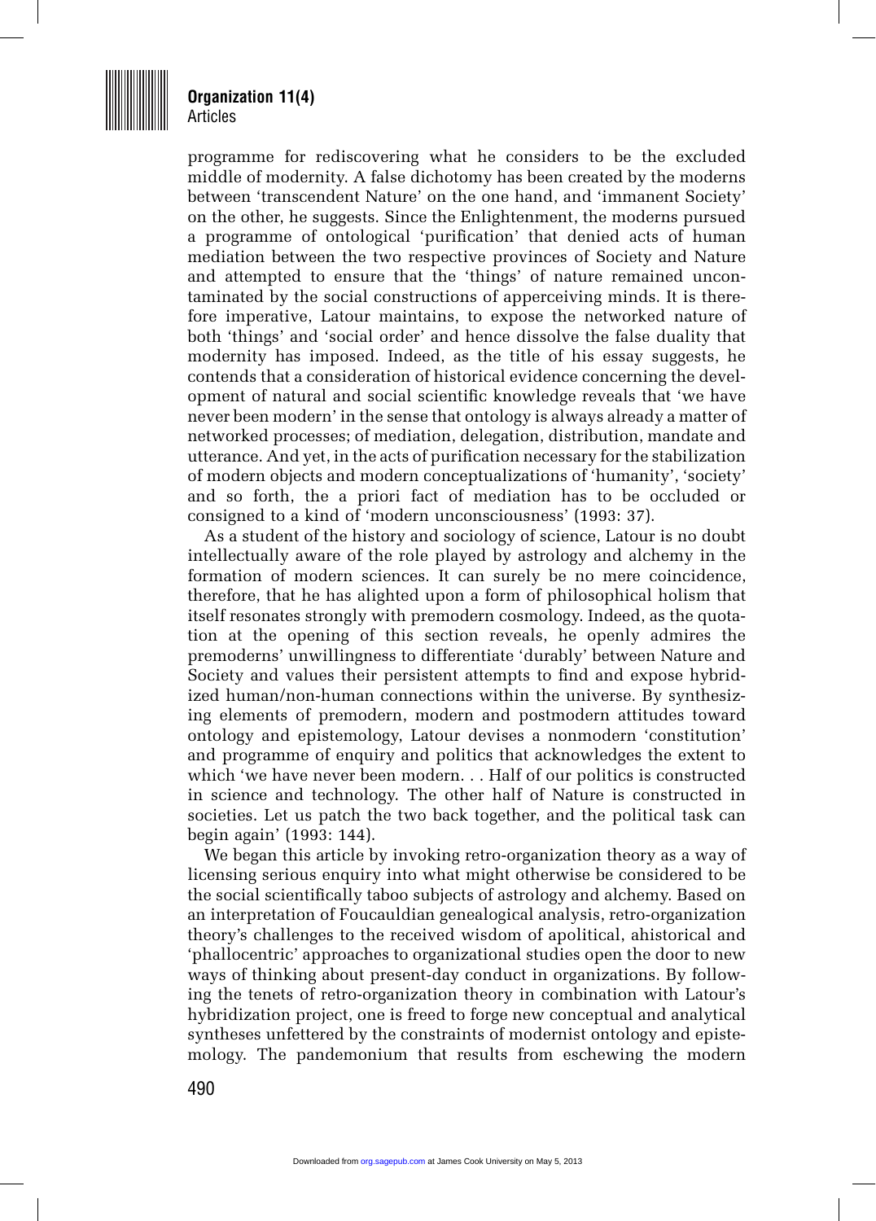programme for rediscovering what he considers to be the excluded middle of modernity. A false dichotomy has been created by the moderns between 'transcendent Nature' on the one hand, and 'immanent Society' on the other, he suggests. Since the Enlightenment, the moderns pursued a programme of ontological 'purification' that denied acts of human mediation between the two respective provinces of Society and Nature and attempted to ensure that the 'things' of nature remained uncontaminated by the social constructions of apperceiving minds. It is therefore imperative, Latour maintains, to expose the networked nature of both 'things' and 'social order' and hence dissolve the false duality that modernity has imposed. Indeed, as the title of his essay suggests, he contends that a consideration of historical evidence concerning the development of natural and social scientific knowledge reveals that 'we have never been modern' in the sense that ontology is always already a matter of networked processes; of mediation, delegation, distribution, mandate and utterance. And yet, in the acts of purification necessary for the stabilization of modern objects and modern conceptualizations of 'humanity', 'society' and so forth, the a priori fact of mediation has to be occluded or consigned to a kind of 'modern unconsciousness' (1993: 37).

As a student of the history and sociology of science, Latour is no doubt intellectually aware of the role played by astrology and alchemy in the formation of modern sciences. It can surely be no mere coincidence, therefore, that he has alighted upon a form of philosophical holism that itself resonates strongly with premodern cosmology. Indeed, as the quotation at the opening of this section reveals, he openly admires the premoderns' unwillingness to differentiate 'durably' between Nature and Society and values their persistent attempts to find and expose hybridized human/non-human connections within the universe. By synthesizing elements of premodern, modern and postmodern attitudes toward ontology and epistemology, Latour devises a nonmodern 'constitution' and programme of enquiry and politics that acknowledges the extent to which 'we have never been modern. . . Half of our politics is constructed in science and technology. The other half of Nature is constructed in societies. Let us patch the two back together, and the political task can begin again' (1993: 144).

We began this article by invoking retro-organization theory as a way of licensing serious enquiry into what might otherwise be considered to be the social scientifically taboo subjects of astrology and alchemy. Based on an interpretation of Foucauldian genealogical analysis, retro-organization theory's challenges to the received wisdom of apolitical, ahistorical and 'phallocentric' approaches to organizational studies open the door to new ways of thinking about present-day conduct in organizations. By following the tenets of retro-organization theory in combination with Latour's hybridization project, one is freed to forge new conceptual and analytical syntheses unfettered by the constraints of modernist ontology and epistemology. The pandemonium that results from eschewing the modern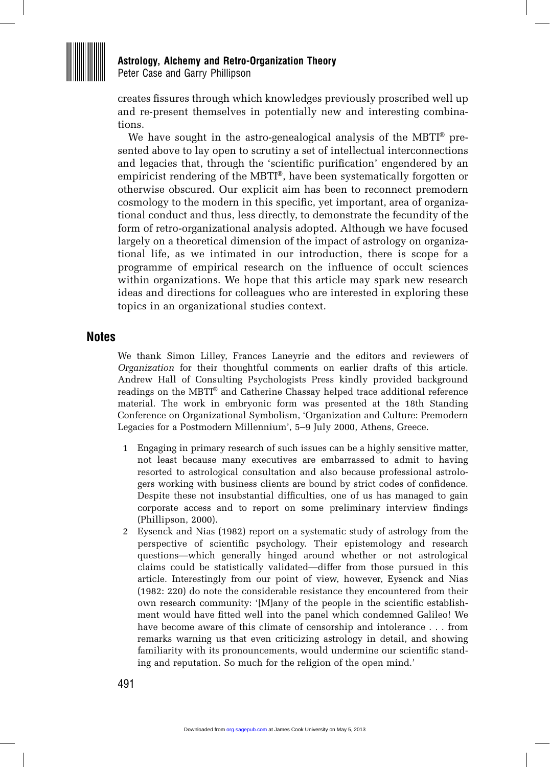creates fissures through which knowledges previously proscribed well up and re-present themselves in potentially new and interesting combinations.

We have sought in the astro-genealogical analysis of the MBTI® presented above to lay open to scrutiny a set of intellectual interconnections and legacies that, through the 'scientific purification' engendered by an empiricist rendering of the MBTI®, have been systematically forgotten or otherwise obscured. Our explicit aim has been to reconnect premodern cosmology to the modern in this specific, yet important, area of organizational conduct and thus, less directly, to demonstrate the fecundity of the form of retro-organizational analysis adopted. Although we have focused largely on a theoretical dimension of the impact of astrology on organizational life, as we intimated in our introduction, there is scope for a programme of empirical research on the influence of occult sciences within organizations. We hope that this article may spark new research ideas and directions for colleagues who are interested in exploring these topics in an organizational studies context.

## Notes

We thank Simon Lilley, Frances Laneyrie and the editors and reviewers of *Organization* for their thoughtful comments on earlier drafts of this article. Andrew Hall of Consulting Psychologists Press kindly provided background readings on the MBTI® and Catherine Chassay helped trace additional reference material. The work in embryonic form was presented at the 18th Standing Conference on Organizational Symbolism, 'Organization and Culture: Premodern Legacies for a Postmodern Millennium', 5–9 July 2000, Athens, Greece.

1. Engaging in primary research of such issues can be a highly sensitive matter, not least because many executives are embarrassed to admit to having resorted to astrological consultation and also because professional astrologers working with business clients are bound by strict codes of confidence. Despite these not insubstantial difficulties, one of us has managed to gain corporate access and to report on some preliminary interview findings (Phillipson, 2000).
2. Eysenck and Nias (1982) report on a systematic study of astrology from the perspective of scientific psychology. Their epistemology and research questions—which generally hinged around whether or not astrological claims could be statistically validated—differ from those pursued in this article. Interestingly from our point of view, however, Eysenck and Nias (1982: 220) do note the considerable resistance they encountered from their own research community: '[M]any of the people in the scientific establishment would have fitted well into the panel which condemned Galileo! We have become aware of this climate of censorship and intolerance . . . from remarks warning us that even criticizing astrology in detail, and showing familiarity with its pronouncements, would undermine our scientific standing and reputation. So much for the religion of the open mind.'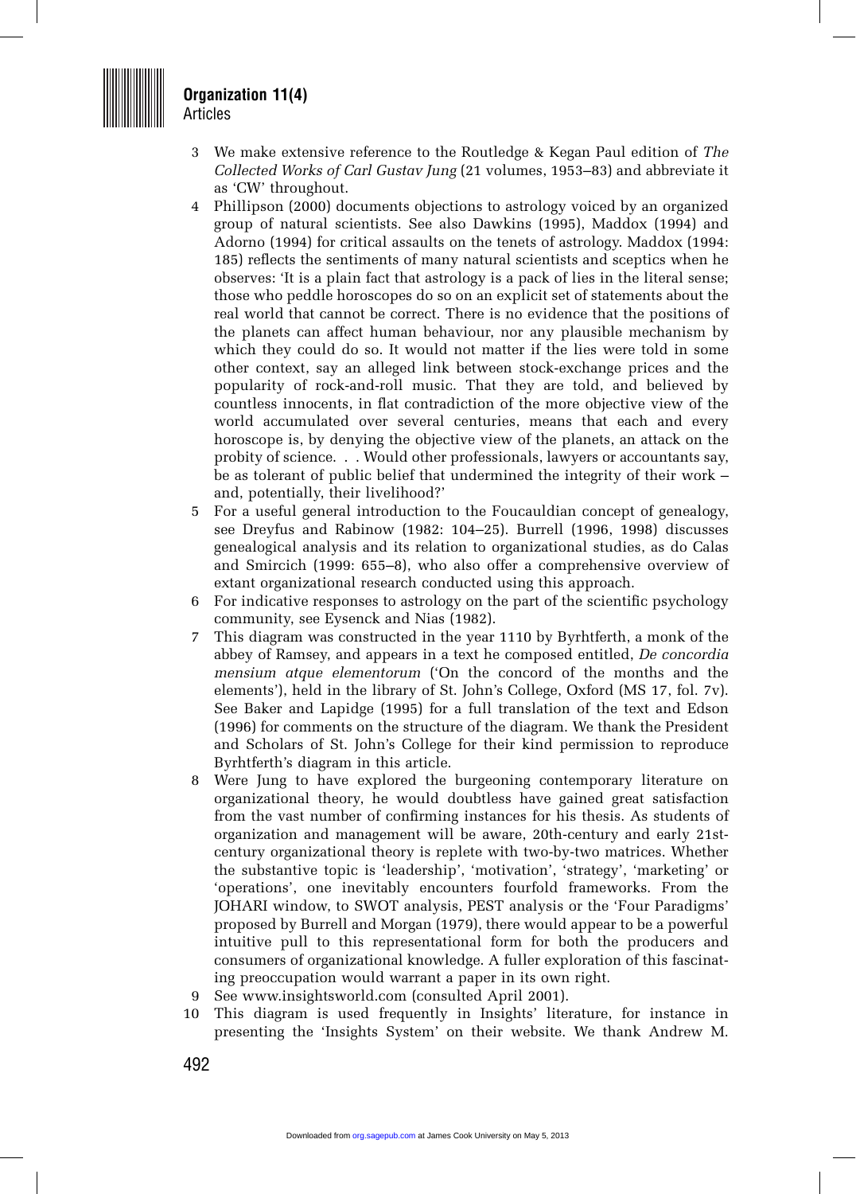3 We make extensive reference to the Routledge & Kegan Paul edition of *The Collected Works of Carl Gustav Jung* (21 volumes, 1953–83) and abbreviate it as 'CW' throughout.

4 Phillipson (2000) documents objections to astrology voiced by an organized group of natural scientists. See also Dawkins (1995), Maddox (1994) and Adorno (1994) for critical assaults on the tenets of astrology. Maddox (1994: 185) reflects the sentiments of many natural scientists and sceptics when he observes: 'It is a plain fact that astrology is a pack of lies in the literal sense; those who peddle horoscopes do so on an explicit set of statements about the real world that cannot be correct. There is no evidence that the positions of the planets can affect human behaviour, nor any plausible mechanism by which they could do so. It would not matter if the lies were told in some other context, say an alleged link between stock-exchange prices and the popularity of rock-and-roll music. That they are told, and believed by countless innocents, in flat contradiction of the more objective view of the world accumulated over several centuries, means that each and every horoscope is, by denying the objective view of the planets, an attack on the probity of science. . . Would other professionals, lawyers or accountants say, be as tolerant of public belief that undermined the integrity of their work – and, potentially, their livelihood?'

5 For a useful general introduction to the Foucauldian concept of genealogy, see Dreyfus and Rabinow (1982: 104–25). Burrell (1996, 1998) discusses genealogical analysis and its relation to organizational studies, as do Calas and Smircich (1999: 655–8), who also offer a comprehensive overview of extant organizational research conducted using this approach.

6 For indicative responses to astrology on the part of the scientific psychology community, see Eysenck and Nias (1982).

7 This diagram was constructed in the year 1110 by Byrhtferth, a monk of the abbey of Ramsey, and appears in a text he composed entitled, *De concordia mensium atque elementorum* ('On the concord of the months and the elements'), held in the library of St. John's College, Oxford (MS 17, fol. 7v). See Baker and Lapidge (1995) for a full translation of the text and Edson (1996) for comments on the structure of the diagram. We thank the President and Scholars of St. John's College for their kind permission to reproduce Byrhtferth's diagram in this article.

8 Were Jung to have explored the burgeoning contemporary literature on organizational theory, he would doubtless have gained great satisfaction from the vast number of confirming instances for his thesis. As students of organization and management will be aware, 20th-century and early 21st-century organizational theory is replete with two-by-two matrices. Whether the substantive topic is 'leadership', 'motivation', 'strategy', 'marketing' or 'operations', one inevitably encounters fourfold frameworks. From the JOHARI window, to SWOT analysis, PEST analysis or the 'Four Paradigms' proposed by Burrell and Morgan (1979), there would appear to be a powerful intuitive pull to this representational form for both the producers and consumers of organizational knowledge. A fuller exploration of this fascinating preoccupation would warrant a paper in its own right.

9 See www.insightsworld.com (consulted April 2001).

10 This diagram is used frequently in Insights' literature, for instance in presenting the 'Insights System' on their website. We thank Andrew M.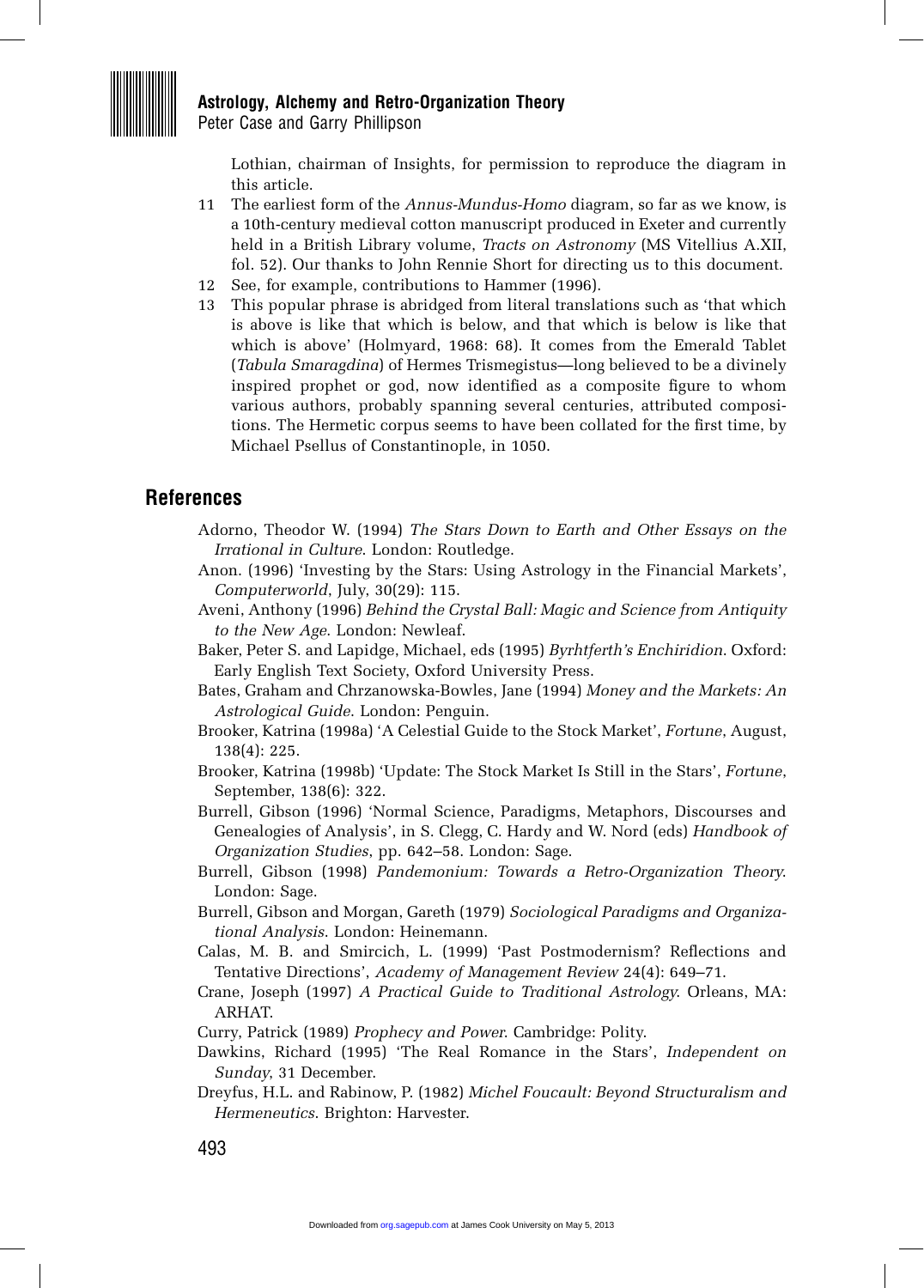Lothian, chairman of Insights, for permission to reproduce the diagram in this article.

11 The earliest form of the *Annus-Mundus-Homo* diagram, so far as we know, is a 10th-century medieval cotton manuscript produced in Exeter and currently held in a British Library volume, *Tracts on Astronomy* (MS Vitellius A.XII, fol. 52). Our thanks to John Rennie Short for directing us to this document.

12 See, for example, contributions to Hammer (1996).

13 This popular phrase is abridged from literal translations such as 'that which is above is like that which is below, and that which is below is like that which is above' (Holmyard, 1968: 68). It comes from the Emerald Tablet (*Tabula Smaragdina*) of Hermes Trismegistus—long believed to be a divinely inspired prophet or god, now identified as a composite figure to whom various authors, probably spanning several centuries, attributed compositions. The Hermetic corpus seems to have been collated for the first time, by Michael Psellus of Constantinople, in 1050.

## References

Adorno, Theodor W. (1994) *The Stars Down to Earth and Other Essays on the Irrational in Culture*. London: Routledge.

Anon. (1996) 'Investing by the Stars: Using Astrology in the Financial Markets', *Computerworld*, July, 30(29): 115.

Aveni, Anthony (1996) *Behind the Crystal Ball: Magic and Science from Antiquity to the New Age*. London: Newleaf.

Baker, Peter S. and Lapidge, Michael, eds (1995) *Byrhtferth's Enchiridion*. Oxford: Early English Text Society, Oxford University Press.

Bates, Graham and Chrzanowska-Bowles, Jane (1994) *Money and the Markets: An Astrological Guide*. London: Penguin.

Brooker, Katrina (1998a) 'A Celestial Guide to the Stock Market', *Fortune*, August, 138(4): 225.

Brooker, Katrina (1998b) 'Update: The Stock Market Is Still in the Stars', *Fortune*, September, 138(6): 322.

Burrell, Gibson (1996) 'Normal Science, Paradigms, Metaphors, Discourses and Genealogies of Analysis', in S. Clegg, C. Hardy and W. Nord (eds) *Handbook of Organization Studies*, pp. 642–58. London: Sage.

Burrell, Gibson (1998) *Pandemonium: Towards a Retro-Organization Theory*. London: Sage.

Burrell, Gibson and Morgan, Gareth (1979) *Sociological Paradigms and Organizational Analysis*. London: Heinemann.

Calas, M. B. and Smircich, L. (1999) 'Past Postmodernism? Reflections and Tentative Directions', *Academy of Management Review* 24(4): 649–71.

Crane, Joseph (1997) *A Practical Guide to Traditional Astrology*. Orleans, MA: ARHAT.

Curry, Patrick (1989) *Prophecy and Power*. Cambridge: Polity.

Dawkins, Richard (1995) 'The Real Romance in the Stars', *Independent on Sunday*, 31 December.

Dreyfus, H.L. and Rabinow, P. (1982) *Michel Foucault: Beyond Structuralism and Hermeneutics*. Brighton: Harvester.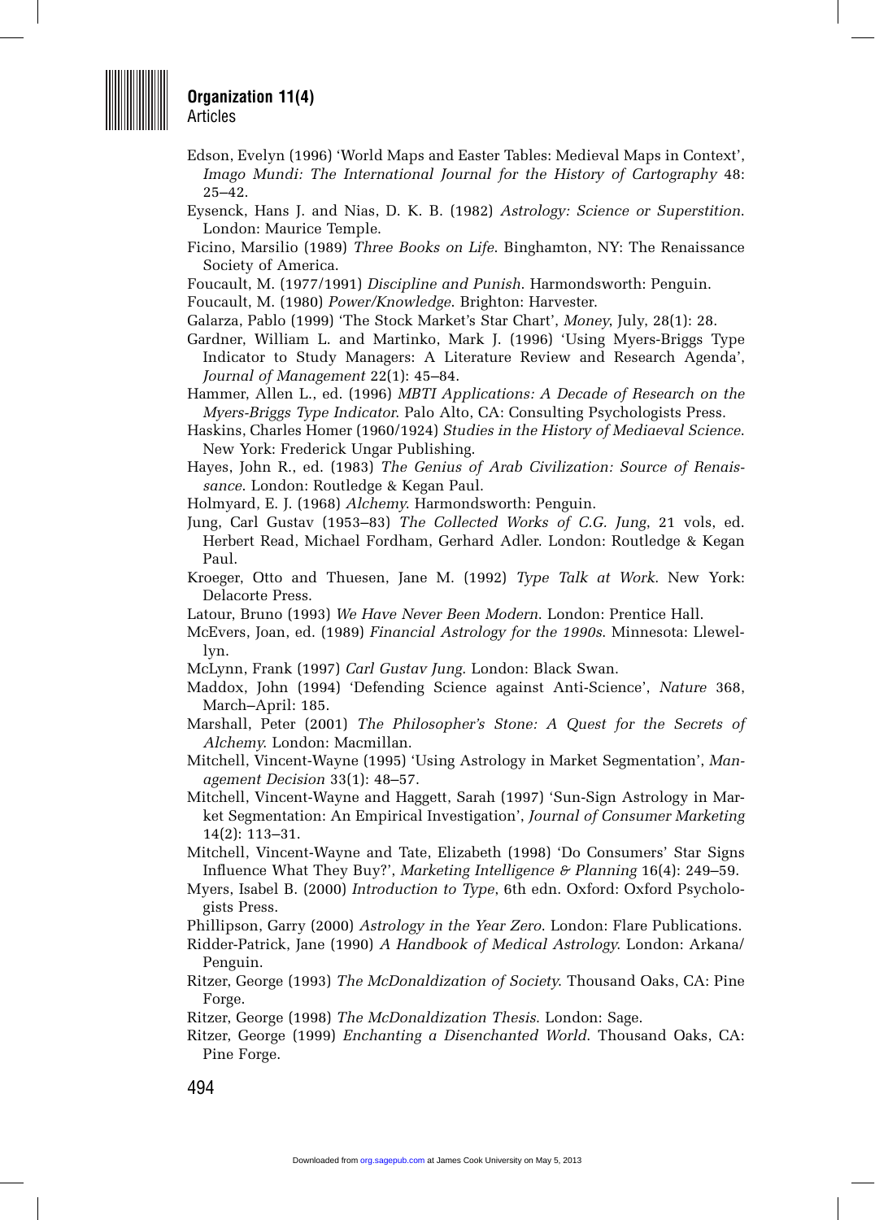Edson, Evelyn (1996) 'World Maps and Easter Tables: Medieval Maps in Context', *Imago Mundi: The International Journal for the History of Cartography* 48: 25–42.

Eysenck, Hans J. and Nias, D. K. B. (1982) *Astrology: Science or Superstition*. London: Maurice Temple.

Ficino, Marsilio (1989) *Three Books on Life*. Binghamton, NY: The Renaissance Society of America.

Foucault, M. (1977/1991) *Discipline and Punish*. Harmondsworth: Penguin.

Foucault, M. (1980) *Power/Knowledge*. Brighton: Harvester.

Galarza, Pablo (1999) 'The Stock Market's Star Chart', *Money*, July, 28(1): 28.

Gardner, William L. and Martinko, Mark J. (1996) 'Using Myers-Briggs Type Indicator to Study Managers: A Literature Review and Research Agenda', *Journal of Management* 22(1): 45–84.

Hammer, Allen L., ed. (1996) *MBTI Applications: A Decade of Research on the Myers-Briggs Type Indicator*. Palo Alto, CA: Consulting Psychologists Press.

Haskins, Charles Homer (1960/1924) *Studies in the History of Mediaeval Science*. New York: Frederick Ungar Publishing.

Hayes, John R., ed. (1983) *The Genius of Arab Civilization: Source of Renaissance*. London: Routledge & Kegan Paul.

Holmyard, E. J. (1968) *Alchemy*. Harmondsworth: Penguin.

Jung, Carl Gustav (1953–83) *The Collected Works of C.G. Jung*, 21 vols, ed. Herbert Read, Michael Fordham, Gerhard Adler. London: Routledge & Kegan Paul.

Kroeger, Otto and Thuesen, Jane M. (1992) *Type Talk at Work*. New York: Delacorte Press.

Latour, Bruno (1993) *We Have Never Been Modern*. London: Prentice Hall.

McEvers, Joan, ed. (1989) *Financial Astrology for the 1990s*. Minnesota: Llewellyn.

McLynn, Frank (1997) *Carl Gustav Jung*. London: Black Swan.

Maddox, John (1994) 'Defending Science against Anti-Science', *Nature* 368, March–April: 185.

Marshall, Peter (2001) *The Philosopher's Stone: A Quest for the Secrets of Alchemy*. London: Macmillan.

Mitchell, Vincent-Wayne (1995) 'Using Astrology in Market Segmentation', *Management Decision* 33(1): 48–57.

Mitchell, Vincent-Wayne and Haggett, Sarah (1997) 'Sun-Sign Astrology in Market Segmentation: An Empirical Investigation', *Journal of Consumer Marketing* 14(2): 113–31.

Mitchell, Vincent-Wayne and Tate, Elizabeth (1998) 'Do Consumers' Star Signs Influence What They Buy?', *Marketing Intelligence & Planning* 16(4): 249–59.

Myers, Isabel B. (2000) *Introduction to Type*, 6th edn. Oxford: Oxford Psychologists Press.

Phillipson, Garry (2000) *Astrology in the Year Zero*. London: Flare Publications.

Ridder-Patrick, Jane (1990) *A Handbook of Medical Astrology*. London: Arkana/Penguin.

Ritzer, George (1993) *The McDonaldization of Society*. Thousand Oaks, CA: Pine Forge.

Ritzer, George (1998) *The McDonaldization Thesis*. London: Sage.

Ritzer, George (1999) *Enchanting a Disenchanted World*. Thousand Oaks, CA: Pine Forge.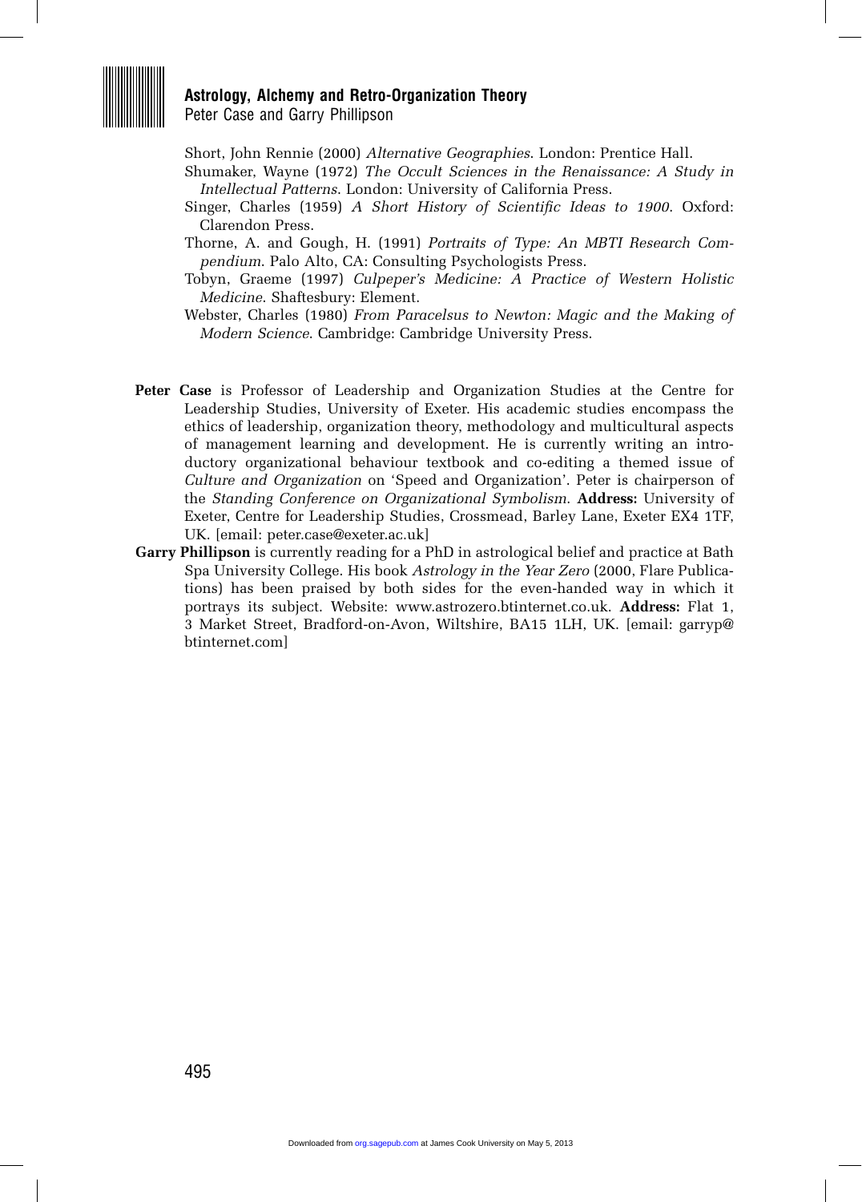Short, John Rennie (2000) *Alternative Geographies*. London: Prentice Hall.

Shumaker, Wayne (1972) *The Occult Sciences in the Renaissance: A Study in Intellectual Patterns*. London: University of California Press.

Singer, Charles (1959) *A Short History of Scientific Ideas to 1900*. Oxford: Clarendon Press.

Thorne, A. and Gough, H. (1991) *Portraits of Type: An MBTI Research Compendium*. Palo Alto, CA: Consulting Psychologists Press.

Tobyn, Graeme (1997) *Culpeper's Medicine: A Practice of Western Holistic Medicine*. Shaftesbury: Element.

Webster, Charles (1980) *From Paracelsus to Newton: Magic and the Making of Modern Science*. Cambridge: Cambridge University Press.

**Peter Case** is Professor of Leadership and Organization Studies at the Centre for Leadership Studies, University of Exeter. His academic studies encompass the ethics of leadership, organization theory, methodology and multicultural aspects of management learning and development. He is currently writing an introductory organizational behaviour textbook and co-editing a themed issue of *Culture and Organization* on 'Speed and Organization'. Peter is chairperson of the *Standing Conference on Organizational Symbolism*. **Address:** University of Exeter, Centre for Leadership Studies, Crossmead, Barley Lane, Exeter EX4 1TF, UK. [email: peter.case@exeter.ac.uk]

**Garry Phillipson** is currently reading for a PhD in astrological belief and practice at Bath Spa University College. His book *Astrology in the Year Zero* (2000, Flare Publications) has been praised by both sides for the even-handed way in which it portrays its subject. Website: www.astrozero.btinternet.co.uk. **Address:** Flat 1, 3 Market Street, Bradford-on-Avon, Wiltshire, BA15 1LH, UK. [email: garryp@btinternet.com]